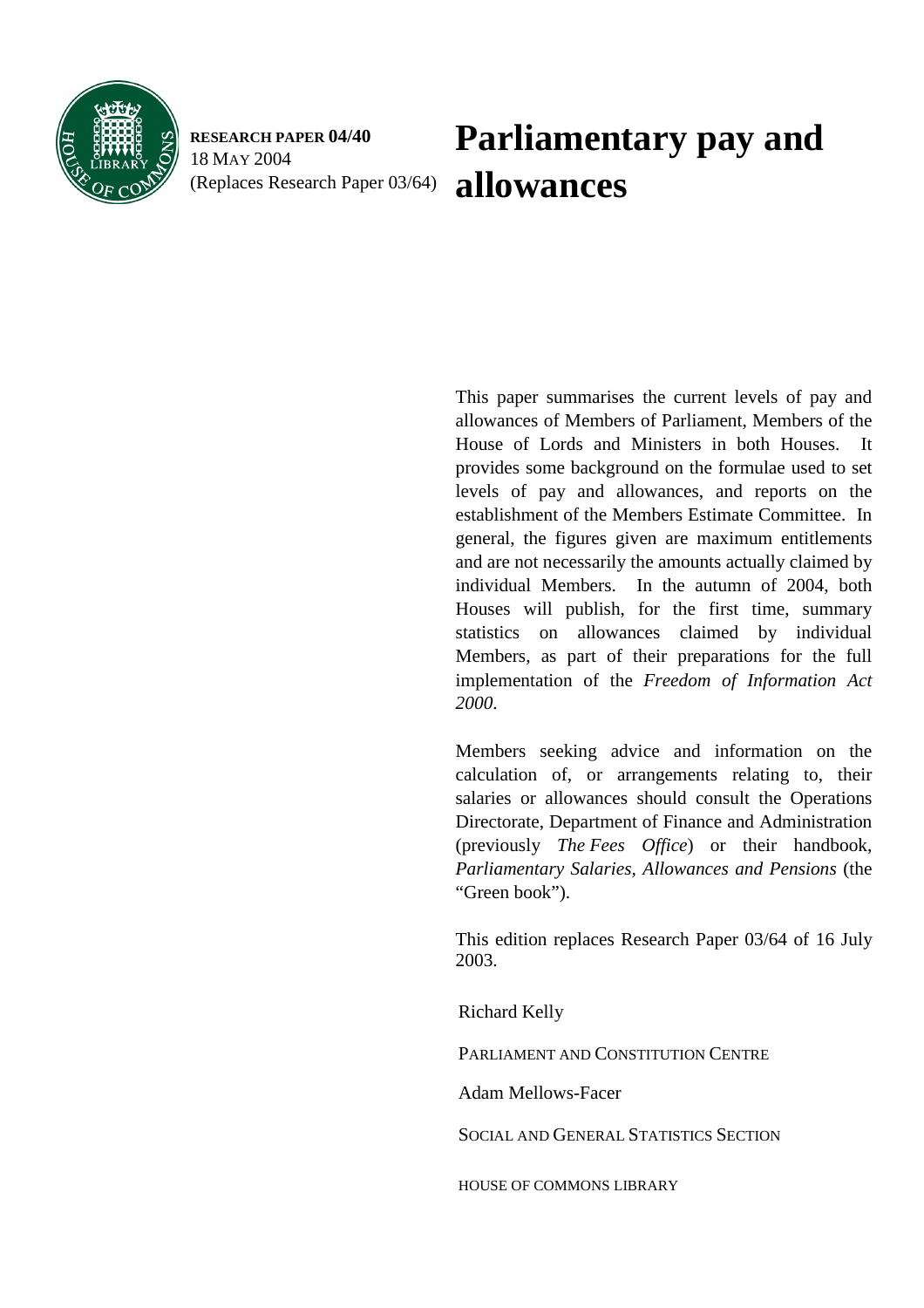**RESEARCH PAPER 04/40**
18 MAY 2004
(Replaces Research Paper 03/64)

# Parliamentary pay and allowances

This paper summarises the current levels of pay and allowances of Members of Parliament, Members of the House of Lords and Ministers in both Houses. It provides some background on the formulae used to set levels of pay and allowances, and reports on the establishment of the Members Estimate Committee. In general, the figures given are maximum entitlements and are not necessarily the amounts actually claimed by individual Members. In the autumn of 2004, both Houses will publish, for the first time, summary statistics on allowances claimed by individual Members, as part of their preparations for the full implementation of the *Freedom of Information Act 2000*.

Members seeking advice and information on the calculation of, or arrangements relating to, their salaries or allowances should consult the Operations Directorate, Department of Finance and Administration (previously *The Fees Office*) or their handbook, *Parliamentary Salaries, Allowances and Pensions* (the "Green book").

This edition replaces Research Paper 03/64 of 16 July 2003.

Richard Kelly

PARLIAMENT AND CONSTITUTION CENTRE

Adam Mellows-Facer

SOCIAL AND GENERAL STATISTICS SECTION

HOUSE OF COMMONS LIBRARY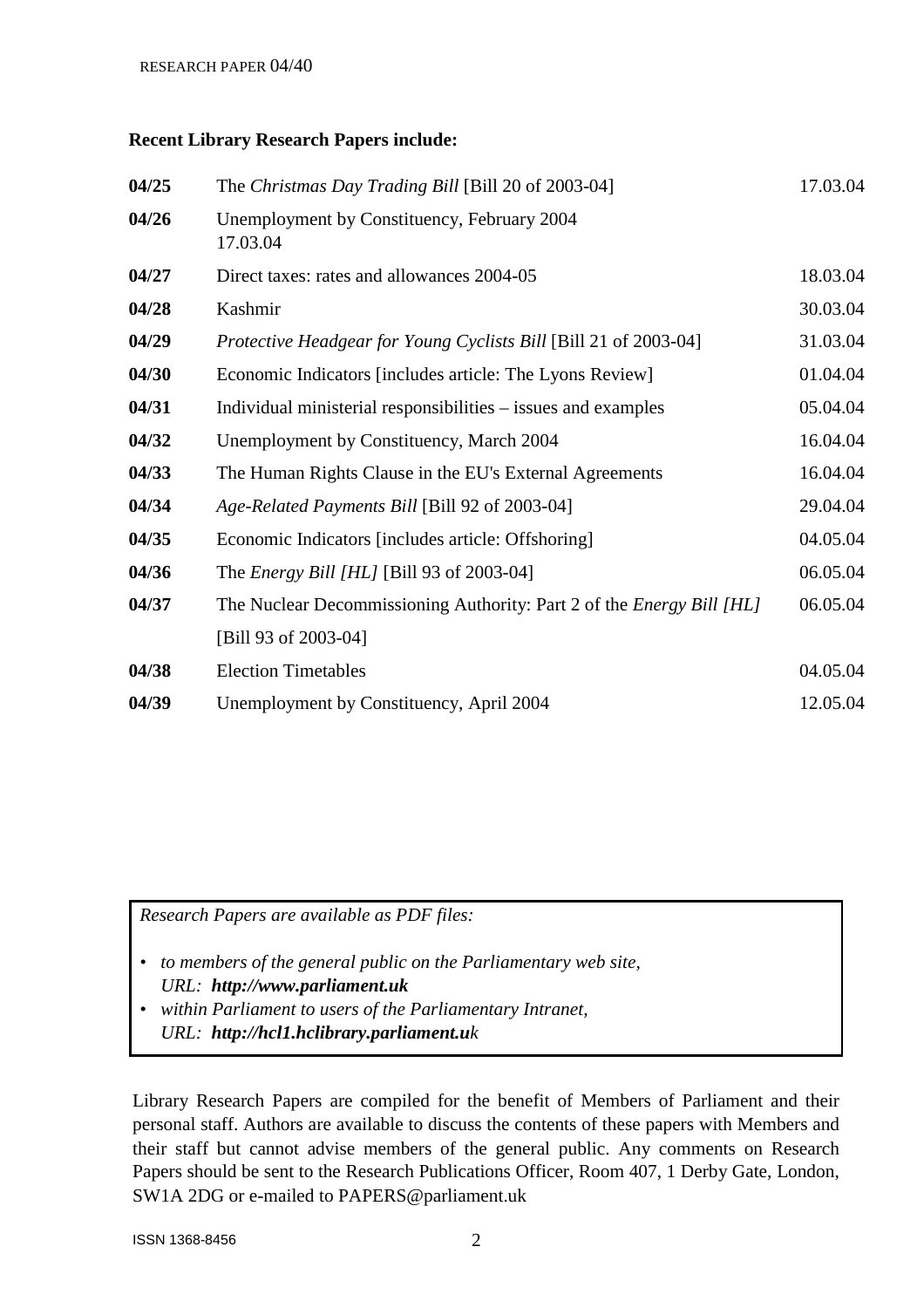**Recent Library Research Papers include:**

| | | |
|---|---|---|
| **04/25** | The *Christmas Day Trading Bill* [Bill 20 of 2003-04] | 17.03.04 |
| **04/26** | Unemployment by Constituency, February 2004 | 17.03.04 |
| **04/27** | Direct taxes: rates and allowances 2004-05 | 18.03.04 |
| **04/28** | Kashmir | 30.03.04 |
| **04/29** | *Protective Headgear for Young Cyclists Bill* [Bill 21 of 2003-04] | 31.03.04 |
| **04/30** | Economic Indicators [includes article: The Lyons Review] | 01.04.04 |
| **04/31** | Individual ministerial responsibilities – issues and examples | 05.04.04 |
| **04/32** | Unemployment by Constituency, March 2004 | 16.04.04 |
| **04/33** | The Human Rights Clause in the EU's External Agreements | 16.04.04 |
| **04/34** | *Age-Related Payments Bill* [Bill 92 of 2003-04] | 29.04.04 |
| **04/35** | Economic Indicators [includes article: Offshoring] | 04.05.04 |
| **04/36** | The *Energy Bill [HL]* [Bill 93 of 2003-04] | 06.05.04 |
| **04/37** | The Nuclear Decommissioning Authority: Part 2 of the *Energy Bill [HL]* [Bill 93 of 2003-04] | 06.05.04 |
| **04/38** | Election Timetables | 04.05.04 |
| **04/39** | Unemployment by Constituency, April 2004 | 12.05.04 |

*Research Papers are available as PDF files:*

- *to members of the general public on the Parliamentary web site, URL:* ***http://www.parliament.uk***
- *within Parliament to users of the Parliamentary Intranet, URL:* ***http://hcl1.hclibrary.parliament.uk***

Library Research Papers are compiled for the benefit of Members of Parliament and their personal staff. Authors are available to discuss the contents of these papers with Members and their staff but cannot advise members of the general public. Any comments on Research Papers should be sent to the Research Publications Officer, Room 407, 1 Derby Gate, London, SW1A 2DG or e-mailed to PAPERS@parliament.uk

ISSN 1368-8456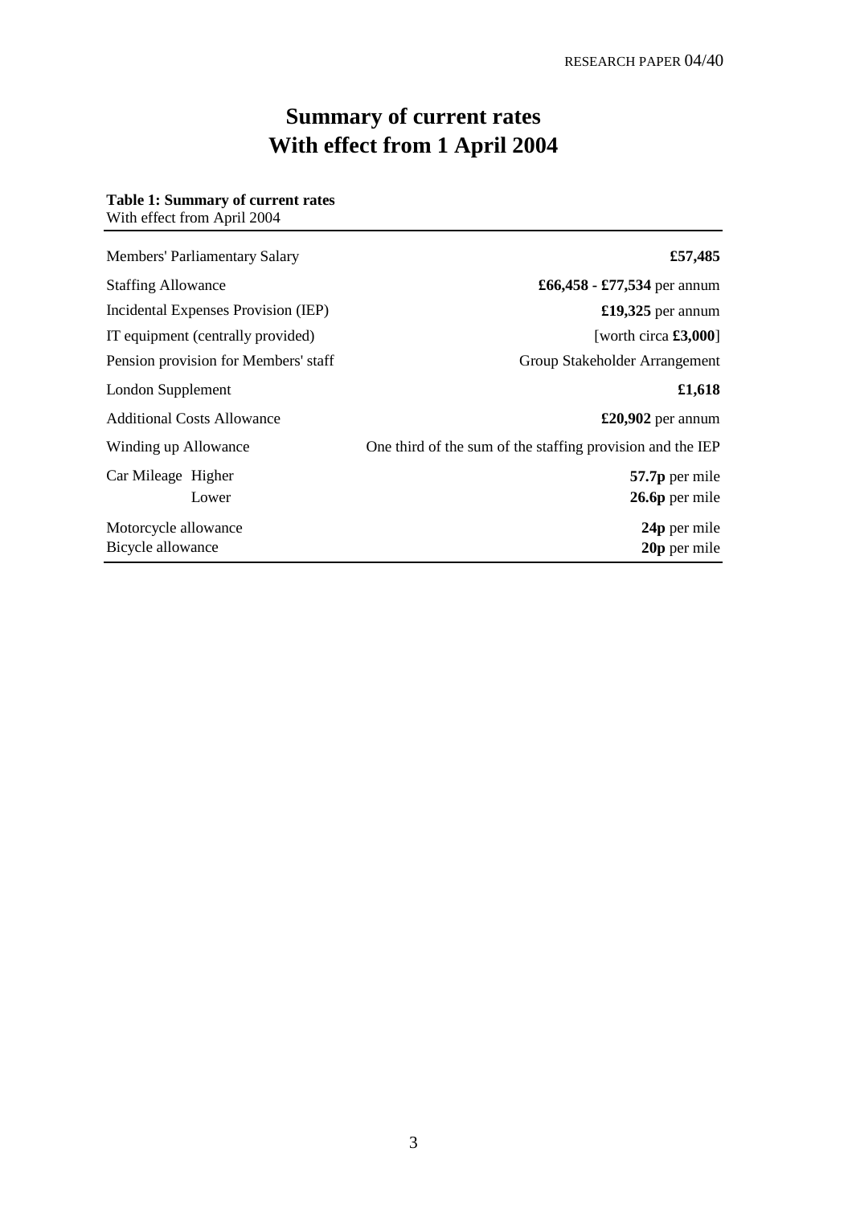# Summary of current rates
# With effect from 1 April 2004

**Table 1: Summary of current rates**
With effect from April 2004

| | |
|---|---|
| Members' Parliamentary Salary | **£57,485** |
| Staffing Allowance | **£66,458 - £77,534** per annum |
| Incidental Expenses Provision (IEP) | **£19,325** per annum |
| IT equipment (centrally provided) | [worth circa **£3,000**] |
| Pension provision for Members' staff | Group Stakeholder Arrangement |
| London Supplement | **£1,618** |
| Additional Costs Allowance | **£20,902** per annum |
| Winding up Allowance | One third of the sum of the staffing provision and the IEP |
| Car Mileage Higher | **57.7p** per mile |
| Lower | **26.6p** per mile |
| Motorcycle allowance | **24p** per mile |
| Bicycle allowance | **20p** per mile |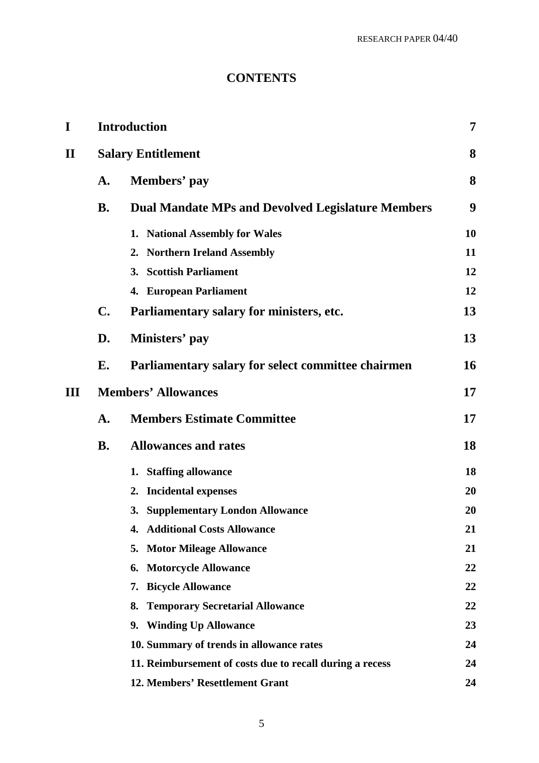# CONTENTS

| | | | |
|---|---|---|---|
| **I** | **Introduction** | | **7** |
| **II** | **Salary Entitlement** | | **8** |
| | **A.** | **Members' pay** | **8** |
| | **B.** | **Dual Mandate MPs and Devolved Legislature Members** | **9** |
| | | **1. National Assembly for Wales** | **10** |
| | | **2. Northern Ireland Assembly** | **11** |
| | | **3. Scottish Parliament** | **12** |
| | | **4. European Parliament** | **12** |
| | **C.** | **Parliamentary salary for ministers, etc.** | **13** |
| | **D.** | **Ministers' pay** | **13** |
| | **E.** | **Parliamentary salary for select committee chairmen** | **16** |
| **III** | **Members' Allowances** | | **17** |
| | **A.** | **Members Estimate Committee** | **17** |
| | **B.** | **Allowances and rates** | **18** |
| | | **1. Staffing allowance** | **18** |
| | | **2. Incidental expenses** | **20** |
| | | **3. Supplementary London Allowance** | **20** |
| | | **4. Additional Costs Allowance** | **21** |
| | | **5. Motor Mileage Allowance** | **21** |
| | | **6. Motorcycle Allowance** | **22** |
| | | **7. Bicycle Allowance** | **22** |
| | | **8. Temporary Secretarial Allowance** | **22** |
| | | **9. Winding Up Allowance** | **23** |
| | | **10. Summary of trends in allowance rates** | **24** |
| | | **11. Reimbursement of costs due to recall during a recess** | **24** |
| | | **12. Members' Resettlement Grant** | **24** |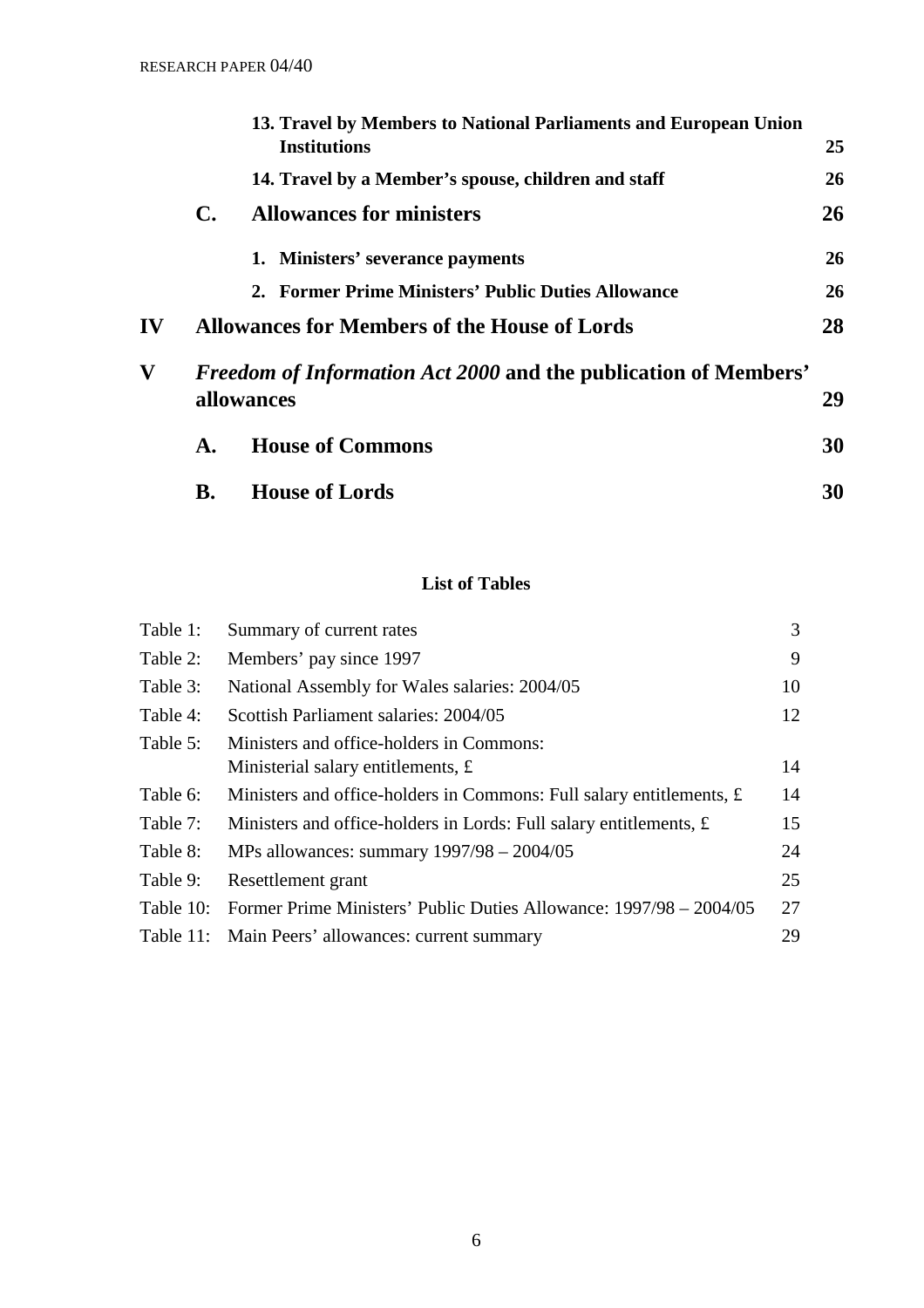| | | | |
|---|---|---|---|
| | | **13. Travel by Members to National Parliaments and European Union Institutions** | **25** |
| | | **14. Travel by a Member's spouse, children and staff** | **26** |
| | **C.** | **Allowances for ministers** | **26** |
| | | **1. Ministers' severance payments** | **26** |
| | | **2. Former Prime Ministers' Public Duties Allowance** | **26** |
| **IV** | **Allowances for Members of the House of Lords** | | **28** |
| **V** | ***Freedom of Information Act 2000* and the publication of Members' allowances** | | **29** |
| | **A.** | **House of Commons** | **30** |
| | **B.** | **House of Lords** | **30** |

**List of Tables**

| | | |
|---|---|---|
| Table 1: | Summary of current rates | 3 |
| Table 2: | Members' pay since 1997 | 9 |
| Table 3: | National Assembly for Wales salaries: 2004/05 | 10 |
| Table 4: | Scottish Parliament salaries: 2004/05 | 12 |
| Table 5: | Ministers and office-holders in Commons: Ministerial salary entitlements, £ | 14 |
| Table 6: | Ministers and office-holders in Commons: Full salary entitlements, £ | 14 |
| Table 7: | Ministers and office-holders in Lords: Full salary entitlements, £ | 15 |
| Table 8: | MPs allowances: summary 1997/98 – 2004/05 | 24 |
| Table 9: | Resettlement grant | 25 |
| Table 10: | Former Prime Ministers' Public Duties Allowance: 1997/98 – 2004/05 | 27 |
| Table 11: | Main Peers' allowances: current summary | 29 |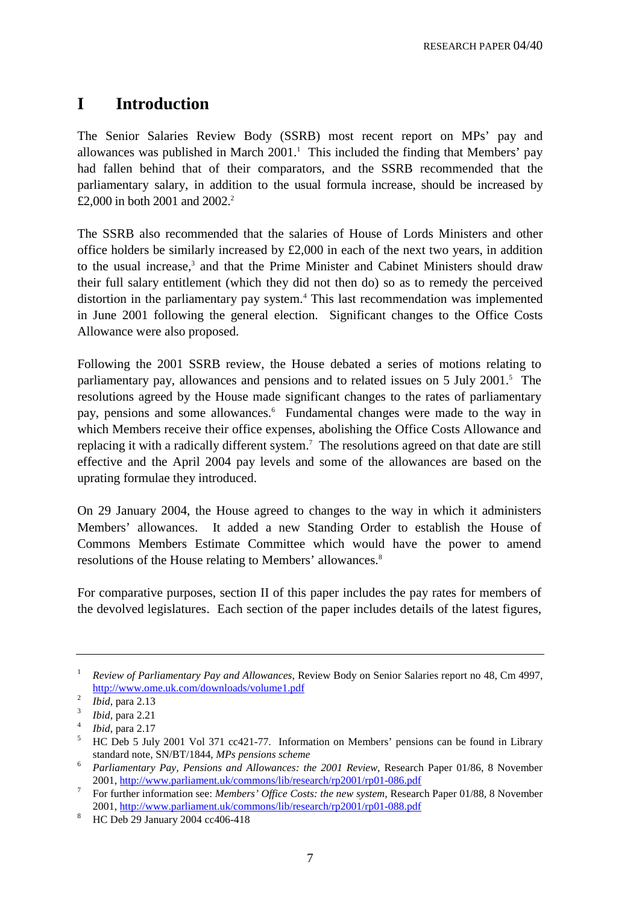# I Introduction

The Senior Salaries Review Body (SSRB) most recent report on MPs' pay and allowances was published in March 2001.[1] This included the finding that Members' pay had fallen behind that of their comparators, and the SSRB recommended that the parliamentary salary, in addition to the usual formula increase, should be increased by £2,000 in both 2001 and 2002.[2]

The SSRB also recommended that the salaries of House of Lords Ministers and other office holders be similarly increased by £2,000 in each of the next two years, in addition to the usual increase,[3] and that the Prime Minister and Cabinet Ministers should draw their full salary entitlement (which they did not then do) so as to remedy the perceived distortion in the parliamentary pay system.[4] This last recommendation was implemented in June 2001 following the general election. Significant changes to the Office Costs Allowance were also proposed.

Following the 2001 SSRB review, the House debated a series of motions relating to parliamentary pay, allowances and pensions and to related issues on 5 July 2001.[5] The resolutions agreed by the House made significant changes to the rates of parliamentary pay, pensions and some allowances.[6] Fundamental changes were made to the way in which Members receive their office expenses, abolishing the Office Costs Allowance and replacing it with a radically different system.[7] The resolutions agreed on that date are still effective and the April 2004 pay levels and some of the allowances are based on the uprating formulae they introduced.

On 29 January 2004, the House agreed to changes to the way in which it administers Members' allowances. It added a new Standing Order to establish the House of Commons Members Estimate Committee which would have the power to amend resolutions of the House relating to Members' allowances.[8]

For comparative purposes, section II of this paper includes the pay rates for members of the devolved legislatures. Each section of the paper includes details of the latest figures,

---

[1] *Review of Parliamentary Pay and Allowances*, Review Body on Senior Salaries report no 48, Cm 4997, http://www.ome.uk.com/downloads/volume1.pdf

[2] *Ibid*, para 2.13

[3] *Ibid*, para 2.21

[4] *Ibid*, para 2.17

[5] HC Deb 5 July 2001 Vol 371 cc421-77. Information on Members' pensions can be found in Library standard note, SN/BT/1844, *MPs pensions scheme*

[6] *Parliamentary Pay, Pensions and Allowances: the 2001 Review*, Research Paper 01/86, 8 November 2001, http://www.parliament.uk/commons/lib/research/rp2001/rp01-086.pdf

[7] For further information see: *Members' Office Costs: the new system*, Research Paper 01/88, 8 November 2001, http://www.parliament.uk/commons/lib/research/rp2001/rp01-088.pdf

[8] HC Deb 29 January 2004 cc406-418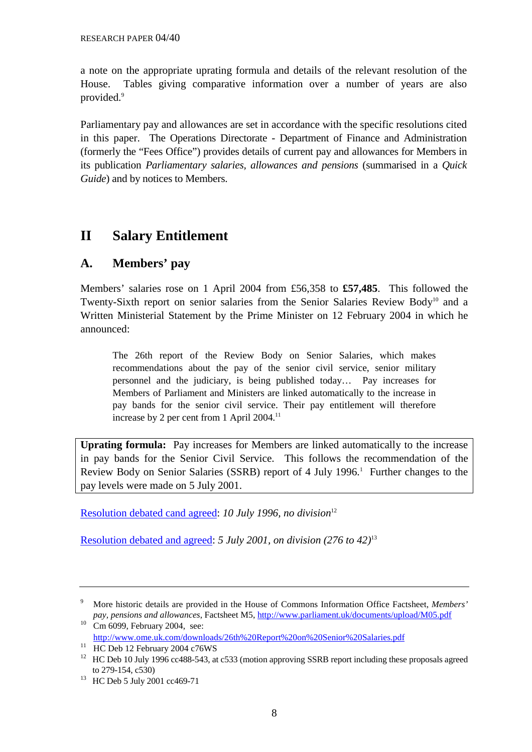a note on the appropriate uprating formula and details of the relevant resolution of the House. Tables giving comparative information over a number of years are also provided.[9]

Parliamentary pay and allowances are set in accordance with the specific resolutions cited in this paper. The Operations Directorate - Department of Finance and Administration (formerly the "Fees Office") provides details of current pay and allowances for Members in its publication *Parliamentary salaries, allowances and pensions* (summarised in a *Quick Guide*) and by notices to Members.

# II Salary Entitlement

## A. Members' pay

Members' salaries rose on 1 April 2004 from £56,358 to **£57,485**. This followed the Twenty-Sixth report on senior salaries from the Senior Salaries Review Body[10] and a Written Ministerial Statement by the Prime Minister on 12 February 2004 in which he announced:

> The 26th report of the Review Body on Senior Salaries, which makes recommendations about the pay of the senior civil service, senior military personnel and the judiciary, is being published today… Pay increases for Members of Parliament and Ministers are linked automatically to the increase in pay bands for the senior civil service. Their pay entitlement will therefore increase by 2 per cent from 1 April 2004.[11]

**Uprating formula:** Pay increases for Members are linked automatically to the increase in pay bands for the Senior Civil Service. This follows the recommendation of the Review Body on Senior Salaries (SSRB) report of 4 July 1996.[1] Further changes to the pay levels were made on 5 July 2001.

Resolution debated cand agreed: *10 July 1996, no division*[12]

Resolution debated and agreed: *5 July 2001, on division (276 to 42)*[13]

---

[9] More historic details are provided in the House of Commons Information Office Factsheet, *Members' pay, pensions and allowances*, Factsheet M5, http://www.parliament.uk/documents/upload/M05.pdf

[10] Cm 6099, February 2004, see: http://www.ome.uk.com/downloads/26th%20Report%20on%20Senior%20Salaries.pdf

[11] HC Deb 12 February 2004 c76WS

[12] HC Deb 10 July 1996 cc488-543, at c533 (motion approving SSRB report including these proposals agreed to 279-154, c530)

[13] HC Deb 5 July 2001 cc469-71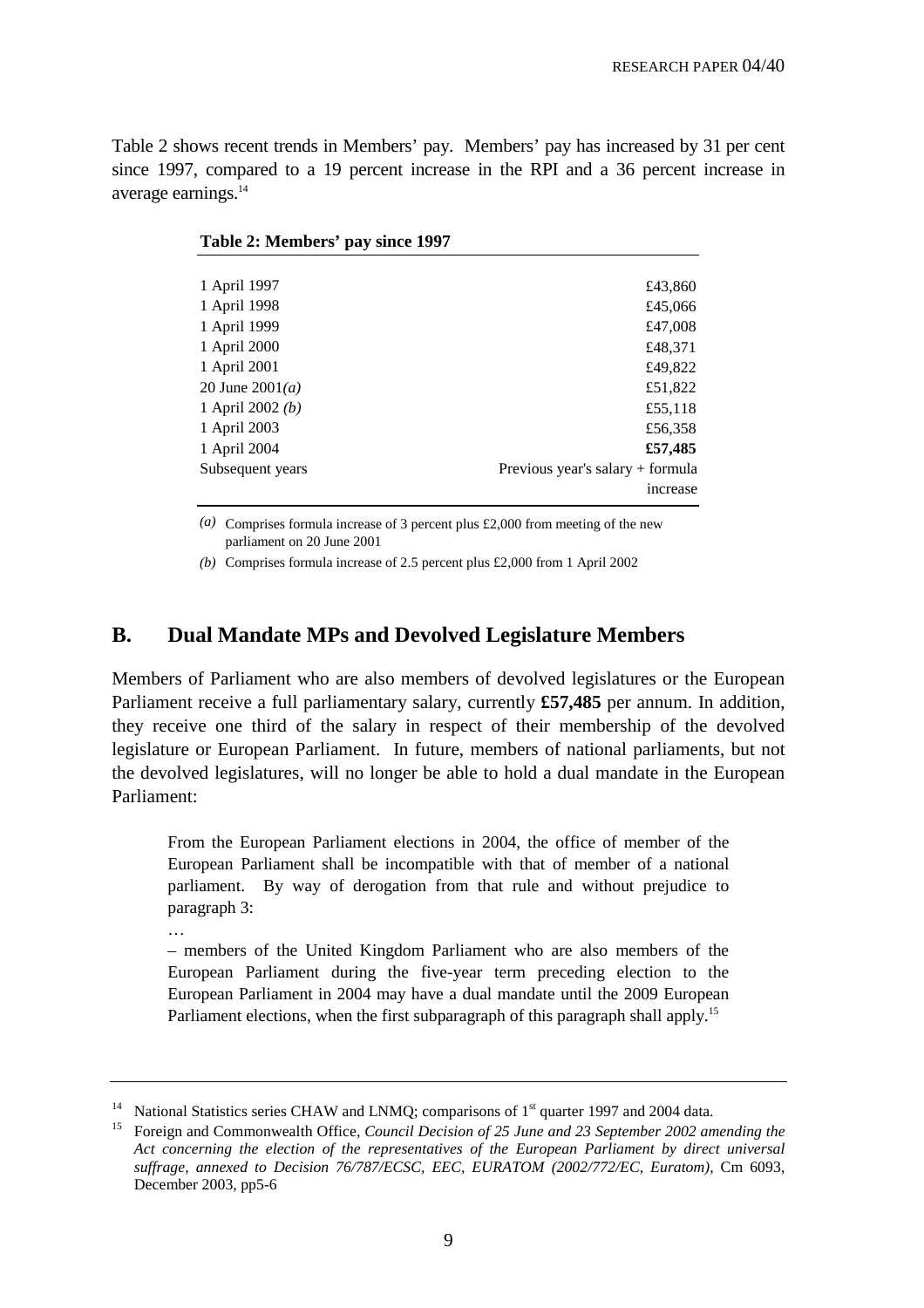Table 2 shows recent trends in Members' pay. Members' pay has increased by 31 per cent since 1997, compared to a 19 percent increase in the RPI and a 36 percent increase in average earnings.[14]

**Table 2: Members' pay since 1997**

| | |
|---|---|
| 1 April 1997 | £43,860 |
| 1 April 1998 | £45,066 |
| 1 April 1999 | £47,008 |
| 1 April 2000 | £48,371 |
| 1 April 2001 | £49,822 |
| 20 June 2001*(a)* | £51,822 |
| 1 April 2002 *(b)* | £55,118 |
| 1 April 2003 | £56,358 |
| 1 April 2004 | **£57,485** |
| Subsequent years | Previous year's salary + formula increase |

*(a)* Comprises formula increase of 3 percent plus £2,000 from meeting of the new parliament on 20 June 2001

*(b)* Comprises formula increase of 2.5 percent plus £2,000 from 1 April 2002

## B. Dual Mandate MPs and Devolved Legislature Members

Members of Parliament who are also members of devolved legislatures or the European Parliament receive a full parliamentary salary, currently **£57,485** per annum. In addition, they receive one third of the salary in respect of their membership of the devolved legislature or European Parliament. In future, members of national parliaments, but not the devolved legislatures, will no longer be able to hold a dual mandate in the European Parliament:

> From the European Parliament elections in 2004, the office of member of the European Parliament shall be incompatible with that of member of a national parliament. By way of derogation from that rule and without prejudice to paragraph 3:
>
> …
>
> – members of the United Kingdom Parliament who are also members of the European Parliament during the five-year term preceding election to the European Parliament in 2004 may have a dual mandate until the 2009 European Parliament elections, when the first subparagraph of this paragraph shall apply.[15]

---

[14] National Statistics series CHAW and LNMQ; comparisons of 1st quarter 1997 and 2004 data.

[15] Foreign and Commonwealth Office, *Council Decision of 25 June and 23 September 2002 amending the Act concerning the election of the representatives of the European Parliament by direct universal suffrage, annexed to Decision 76/787/ECSC, EEC, EURATOM (2002/772/EC, Euratom)*, Cm 6093, December 2003, pp5-6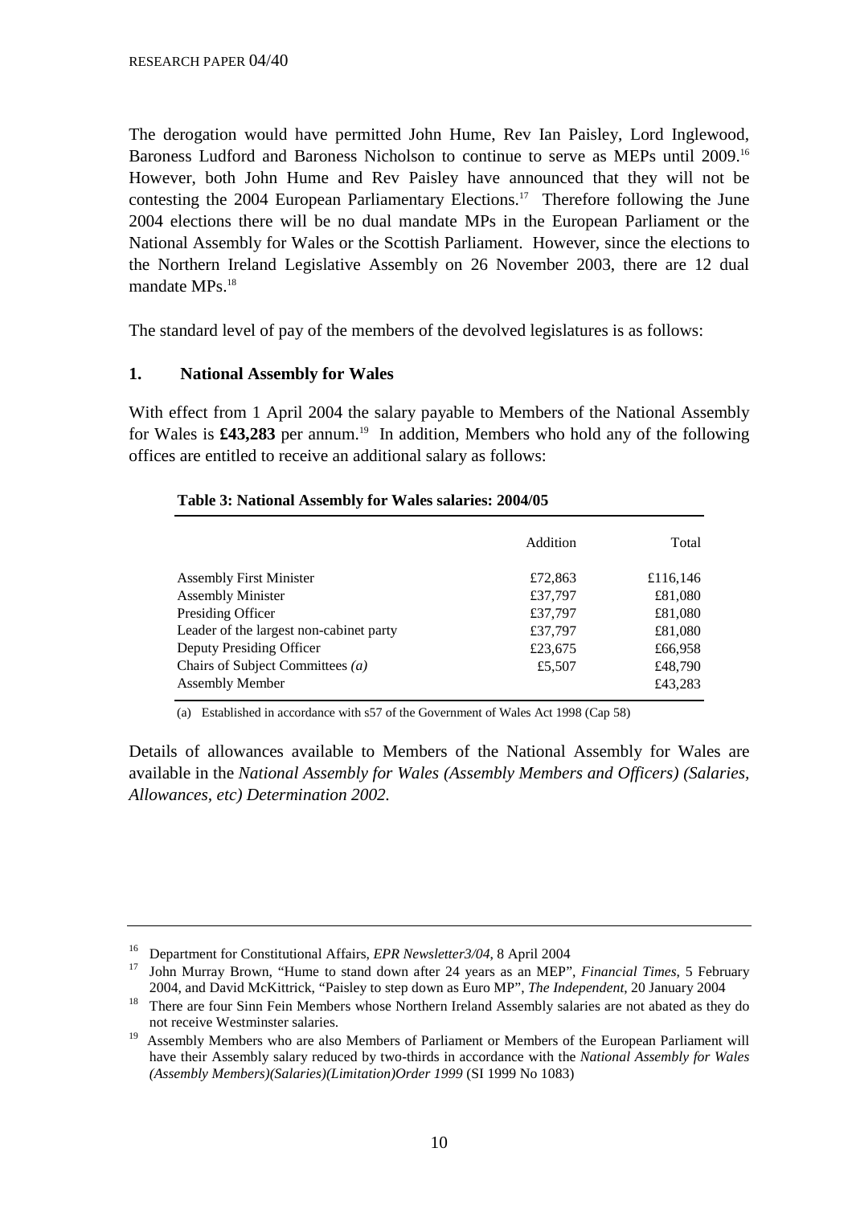The derogation would have permitted John Hume, Rev Ian Paisley, Lord Inglewood, Baroness Ludford and Baroness Nicholson to continue to serve as MEPs until 2009.[16] However, both John Hume and Rev Paisley have announced that they will not be contesting the 2004 European Parliamentary Elections.[17] Therefore following the June 2004 elections there will be no dual mandate MPs in the European Parliament or the National Assembly for Wales or the Scottish Parliament. However, since the elections to the Northern Ireland Legislative Assembly on 26 November 2003, there are 12 dual mandate MPs.[18]

The standard level of pay of the members of the devolved legislatures is as follows:

### 1. National Assembly for Wales

With effect from 1 April 2004 the salary payable to Members of the National Assembly for Wales is **£43,283** per annum.[19] In addition, Members who hold any of the following offices are entitled to receive an additional salary as follows:

**Table 3: National Assembly for Wales salaries: 2004/05**

| | Addition | Total |
|---|---|---|
| Assembly First Minister | £72,863 | £116,146 |
| Assembly Minister | £37,797 | £81,080 |
| Presiding Officer | £37,797 | £81,080 |
| Leader of the largest non-cabinet party | £37,797 | £81,080 |
| Deputy Presiding Officer | £23,675 | £66,958 |
| Chairs of Subject Committees *(a)* | £5,507 | £48,790 |
| Assembly Member | | £43,283 |

(a) Established in accordance with s57 of the Government of Wales Act 1998 (Cap 58)

Details of allowances available to Members of the National Assembly for Wales are available in the *National Assembly for Wales (Assembly Members and Officers) (Salaries, Allowances, etc) Determination 2002.*

---

[16] Department for Constitutional Affairs, *EPR Newsletter3/04*, 8 April 2004

[17] John Murray Brown, "Hume to stand down after 24 years as an MEP", *Financial Times*, 5 February 2004, and David McKittrick, "Paisley to step down as Euro MP", *The Independent*, 20 January 2004

[18] There are four Sinn Fein Members whose Northern Ireland Assembly salaries are not abated as they do not receive Westminster salaries.

[19] Assembly Members who are also Members of Parliament or Members of the European Parliament will have their Assembly salary reduced by two-thirds in accordance with the *National Assembly for Wales (Assembly Members)(Salaries)(Limitation)Order 1999* (SI 1999 No 1083)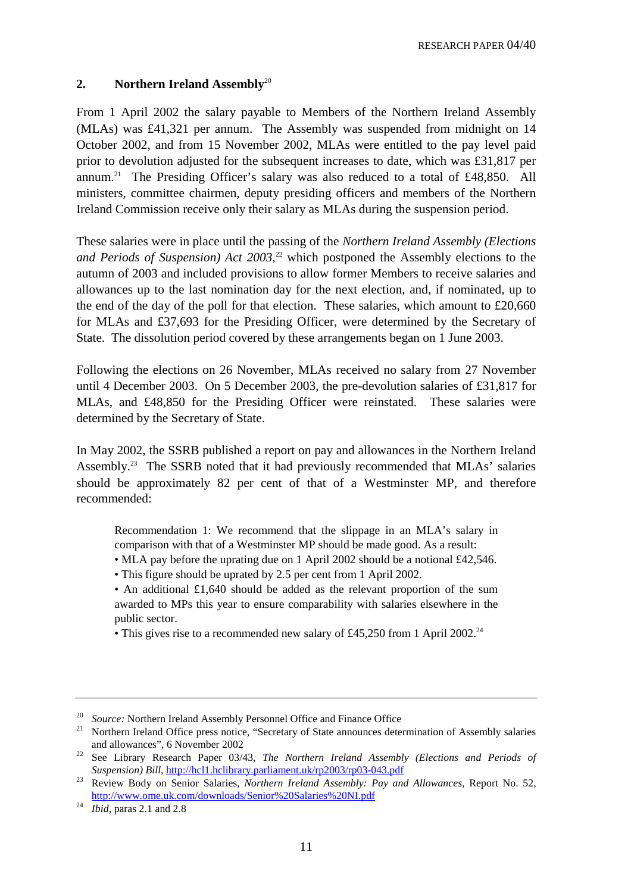## 2. Northern Ireland Assembly[20]

From 1 April 2002 the salary payable to Members of the Northern Ireland Assembly (MLAs) was £41,321 per annum. The Assembly was suspended from midnight on 14 October 2002, and from 15 November 2002, MLAs were entitled to the pay level paid prior to devolution adjusted for the subsequent increases to date, which was £31,817 per annum.[21] The Presiding Officer's salary was also reduced to a total of £48,850. All ministers, committee chairmen, deputy presiding officers and members of the Northern Ireland Commission receive only their salary as MLAs during the suspension period.

These salaries were in place until the passing of the *Northern Ireland Assembly (Elections and Periods of Suspension) Act 2003*,[22] which postponed the Assembly elections to the autumn of 2003 and included provisions to allow former Members to receive salaries and allowances up to the last nomination day for the next election, and, if nominated, up to the end of the day of the poll for that election. These salaries, which amount to £20,660 for MLAs and £37,693 for the Presiding Officer, were determined by the Secretary of State. The dissolution period covered by these arrangements began on 1 June 2003.

Following the elections on 26 November, MLAs received no salary from 27 November until 4 December 2003. On 5 December 2003, the pre-devolution salaries of £31,817 for MLAs, and £48,850 for the Presiding Officer were reinstated. These salaries were determined by the Secretary of State.

In May 2002, the SSRB published a report on pay and allowances in the Northern Ireland Assembly.[23] The SSRB noted that it had previously recommended that MLAs' salaries should be approximately 82 per cent of that of a Westminster MP, and therefore recommended:

> Recommendation 1: We recommend that the slippage in an MLA's salary in comparison with that of a Westminster MP should be made good. As a result:
>
> • MLA pay before the uprating due on 1 April 2002 should be a notional £42,546.
>
> • This figure should be uprated by 2.5 per cent from 1 April 2002.
>
> • An additional £1,640 should be added as the relevant proportion of the sum awarded to MPs this year to ensure comparability with salaries elsewhere in the public sector.
>
> • This gives rise to a recommended new salary of £45,250 from 1 April 2002.[24]

---

[20] *Source:* Northern Ireland Assembly Personnel Office and Finance Office

[21] Northern Ireland Office press notice, "Secretary of State announces determination of Assembly salaries and allowances", 6 November 2002

[22] See Library Research Paper 03/43, *The Northern Ireland Assembly (Elections and Periods of Suspension) Bill*, http://hcl1.hclibrary.parliament.uk/rp2003/rp03-043.pdf

[23] Review Body on Senior Salaries, *Northern Ireland Assembly: Pay and Allowances*, Report No. 52, http://www.ome.uk.com/downloads/Senior%20Salaries%20NI.pdf

[24] *Ibid*, paras 2.1 and 2.8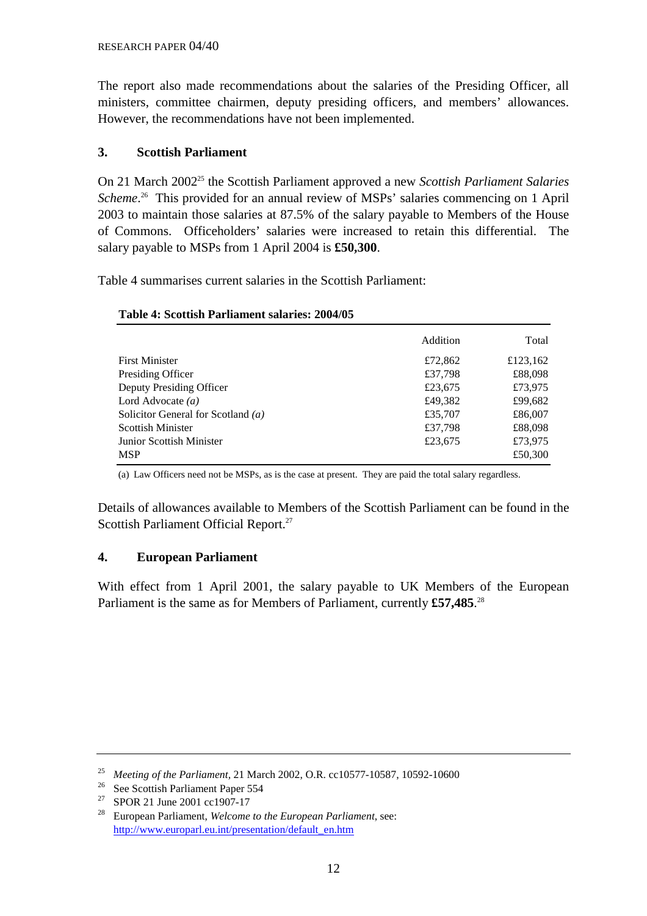The report also made recommendations about the salaries of the Presiding Officer, all ministers, committee chairmen, deputy presiding officers, and members' allowances. However, the recommendations have not been implemented.

## 3. Scottish Parliament

On 21 March 2002[25] the Scottish Parliament approved a new *Scottish Parliament Salaries Scheme*.[26] This provided for an annual review of MSPs' salaries commencing on 1 April 2003 to maintain those salaries at 87.5% of the salary payable to Members of the House of Commons. Officeholders' salaries were increased to retain this differential. The salary payable to MSPs from 1 April 2004 is **£50,300**.

Table 4 summarises current salaries in the Scottish Parliament:

**Table 4: Scottish Parliament salaries: 2004/05**

| | Addition | Total |
|---|---|---|
| First Minister | £72,862 | £123,162 |
| Presiding Officer | £37,798 | £88,098 |
| Deputy Presiding Officer | £23,675 | £73,975 |
| Lord Advocate *(a)* | £49,382 | £99,682 |
| Solicitor General for Scotland *(a)* | £35,707 | £86,007 |
| Scottish Minister | £37,798 | £88,098 |
| Junior Scottish Minister | £23,675 | £73,975 |
| MSP | | £50,300 |

(a) Law Officers need not be MSPs, as is the case at present. They are paid the total salary regardless.

Details of allowances available to Members of the Scottish Parliament can be found in the Scottish Parliament Official Report.[27]

## 4. European Parliament

With effect from 1 April 2001, the salary payable to UK Members of the European Parliament is the same as for Members of Parliament, currently **£57,485**.[28]

---

[25] *Meeting of the Parliament*, 21 March 2002, O.R. cc10577-10587, 10592-10600

[26] See Scottish Parliament Paper 554

[27] SPOR 21 June 2001 cc1907-17

[28] European Parliament, *Welcome to the European Parliament*, see: http://www.europarl.eu.int/presentation/default_en.htm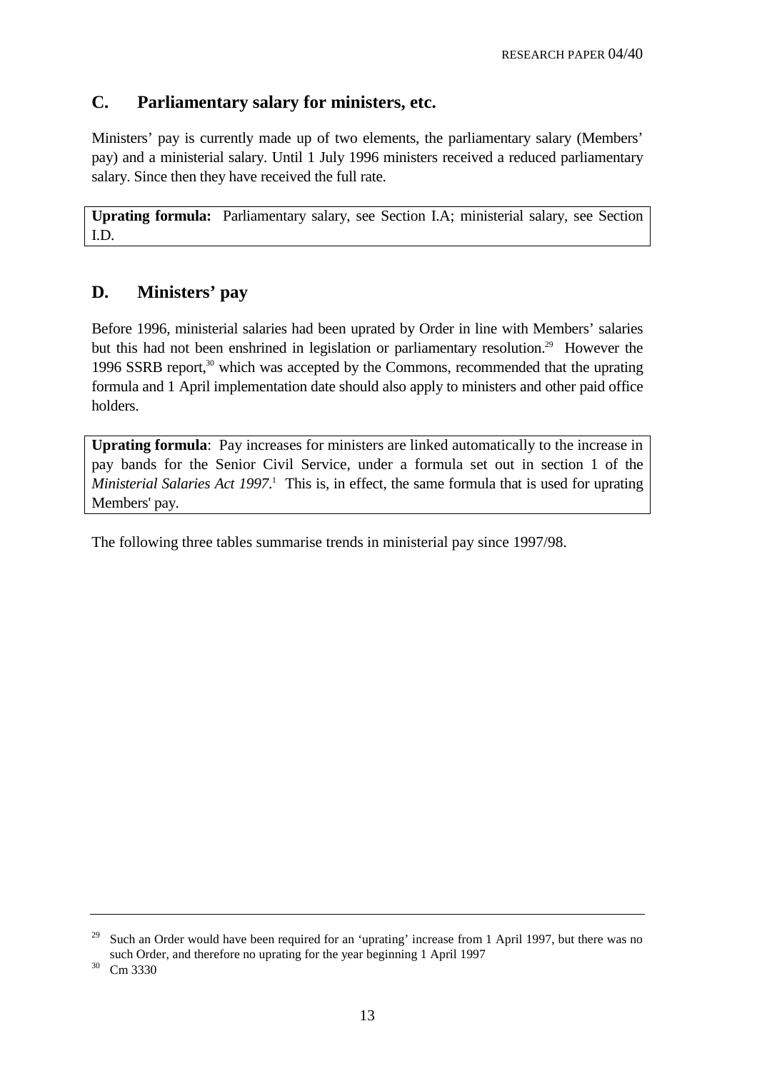## C. Parliamentary salary for ministers, etc.

Ministers' pay is currently made up of two elements, the parliamentary salary (Members' pay) and a ministerial salary. Until 1 July 1996 ministers received a reduced parliamentary salary. Since then they have received the full rate.

**Uprating formula:** Parliamentary salary, see Section I.A; ministerial salary, see Section I.D.

## D. Ministers' pay

Before 1996, ministerial salaries had been uprated by Order in line with Members' salaries but this had not been enshrined in legislation or parliamentary resolution.[29] However the 1996 SSRB report,[30] which was accepted by the Commons, recommended that the uprating formula and 1 April implementation date should also apply to ministers and other paid office holders.

**Uprating formula**: Pay increases for ministers are linked automatically to the increase in pay bands for the Senior Civil Service, under a formula set out in section 1 of the *Ministerial Salaries Act 1997*.[1] This is, in effect, the same formula that is used for uprating Members' pay.

The following three tables summarise trends in ministerial pay since 1997/98.

---

[29] Such an Order would have been required for an 'uprating' increase from 1 April 1997, but there was no such Order, and therefore no uprating for the year beginning 1 April 1997

[30] Cm 3330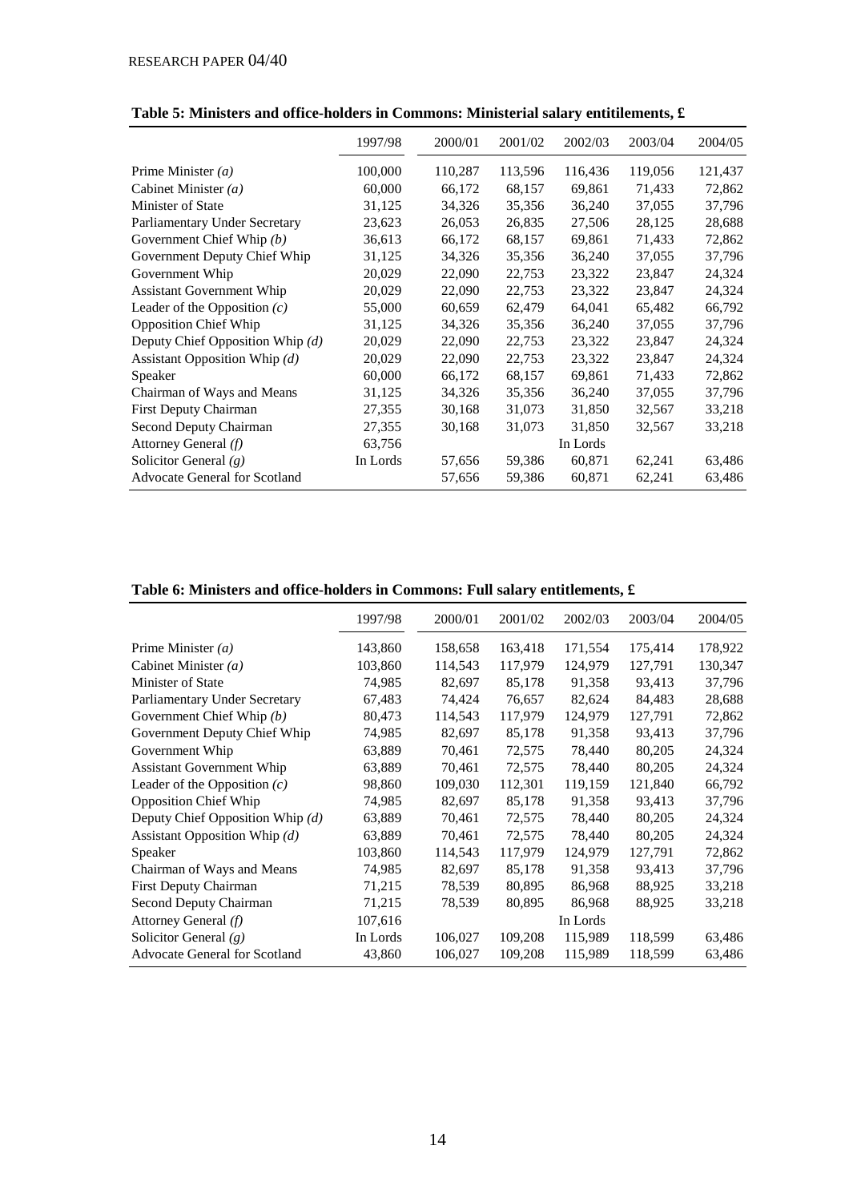**Table 5: Ministers and office-holders in Commons: Ministerial salary entitilements, £**

| | 1997/98 | 2000/01 | 2001/02 | 2002/03 | 2003/04 | 2004/05 |
|---|---|---|---|---|---|---|
| Prime Minister *(a)* | 100,000 | 110,287 | 113,596 | 116,436 | 119,056 | 121,437 |
| Cabinet Minister *(a)* | 60,000 | 66,172 | 68,157 | 69,861 | 71,433 | 72,862 |
| Minister of State | 31,125 | 34,326 | 35,356 | 36,240 | 37,055 | 37,796 |
| Parliamentary Under Secretary | 23,623 | 26,053 | 26,835 | 27,506 | 28,125 | 28,688 |
| Government Chief Whip *(b)* | 36,613 | 66,172 | 68,157 | 69,861 | 71,433 | 72,862 |
| Government Deputy Chief Whip | 31,125 | 34,326 | 35,356 | 36,240 | 37,055 | 37,796 |
| Government Whip | 20,029 | 22,090 | 22,753 | 23,322 | 23,847 | 24,324 |
| Assistant Government Whip | 20,029 | 22,090 | 22,753 | 23,322 | 23,847 | 24,324 |
| Leader of the Opposition *(c)* | 55,000 | 60,659 | 62,479 | 64,041 | 65,482 | 66,792 |
| Opposition Chief Whip | 31,125 | 34,326 | 35,356 | 36,240 | 37,055 | 37,796 |
| Deputy Chief Opposition Whip *(d)* | 20,029 | 22,090 | 22,753 | 23,322 | 23,847 | 24,324 |
| Assistant Opposition Whip *(d)* | 20,029 | 22,090 | 22,753 | 23,322 | 23,847 | 24,324 |
| Speaker | 60,000 | 66,172 | 68,157 | 69,861 | 71,433 | 72,862 |
| Chairman of Ways and Means | 31,125 | 34,326 | 35,356 | 36,240 | 37,055 | 37,796 |
| First Deputy Chairman | 27,355 | 30,168 | 31,073 | 31,850 | 32,567 | 33,218 |
| Second Deputy Chairman | 27,355 | 30,168 | 31,073 | 31,850 | 32,567 | 33,218 |
| Attorney General *(f)* | 63,756 | | | In Lords | | |
| Solicitor General *(g)* | In Lords | 57,656 | 59,386 | 60,871 | 62,241 | 63,486 |
| Advocate General for Scotland | | 57,656 | 59,386 | 60,871 | 62,241 | 63,486 |

**Table 6: Ministers and office-holders in Commons: Full salary entitlements, £**

| | 1997/98 | 2000/01 | 2001/02 | 2002/03 | 2003/04 | 2004/05 |
|---|---|---|---|---|---|---|
| Prime Minister *(a)* | 143,860 | 158,658 | 163,418 | 171,554 | 175,414 | 178,922 |
| Cabinet Minister *(a)* | 103,860 | 114,543 | 117,979 | 124,979 | 127,791 | 130,347 |
| Minister of State | 74,985 | 82,697 | 85,178 | 91,358 | 93,413 | 37,796 |
| Parliamentary Under Secretary | 67,483 | 74,424 | 76,657 | 82,624 | 84,483 | 28,688 |
| Government Chief Whip *(b)* | 80,473 | 114,543 | 117,979 | 124,979 | 127,791 | 72,862 |
| Government Deputy Chief Whip | 74,985 | 82,697 | 85,178 | 91,358 | 93,413 | 37,796 |
| Government Whip | 63,889 | 70,461 | 72,575 | 78,440 | 80,205 | 24,324 |
| Assistant Government Whip | 63,889 | 70,461 | 72,575 | 78,440 | 80,205 | 24,324 |
| Leader of the Opposition *(c)* | 98,860 | 109,030 | 112,301 | 119,159 | 121,840 | 66,792 |
| Opposition Chief Whip | 74,985 | 82,697 | 85,178 | 91,358 | 93,413 | 37,796 |
| Deputy Chief Opposition Whip *(d)* | 63,889 | 70,461 | 72,575 | 78,440 | 80,205 | 24,324 |
| Assistant Opposition Whip *(d)* | 63,889 | 70,461 | 72,575 | 78,440 | 80,205 | 24,324 |
| Speaker | 103,860 | 114,543 | 117,979 | 124,979 | 127,791 | 72,862 |
| Chairman of Ways and Means | 74,985 | 82,697 | 85,178 | 91,358 | 93,413 | 37,796 |
| First Deputy Chairman | 71,215 | 78,539 | 80,895 | 86,968 | 88,925 | 33,218 |
| Second Deputy Chairman | 71,215 | 78,539 | 80,895 | 86,968 | 88,925 | 33,218 |
| Attorney General *(f)* | 107,616 | | | In Lords | | |
| Solicitor General *(g)* | In Lords | 106,027 | 109,208 | 115,989 | 118,599 | 63,486 |
| Advocate General for Scotland | 43,860 | 106,027 | 109,208 | 115,989 | 118,599 | 63,486 |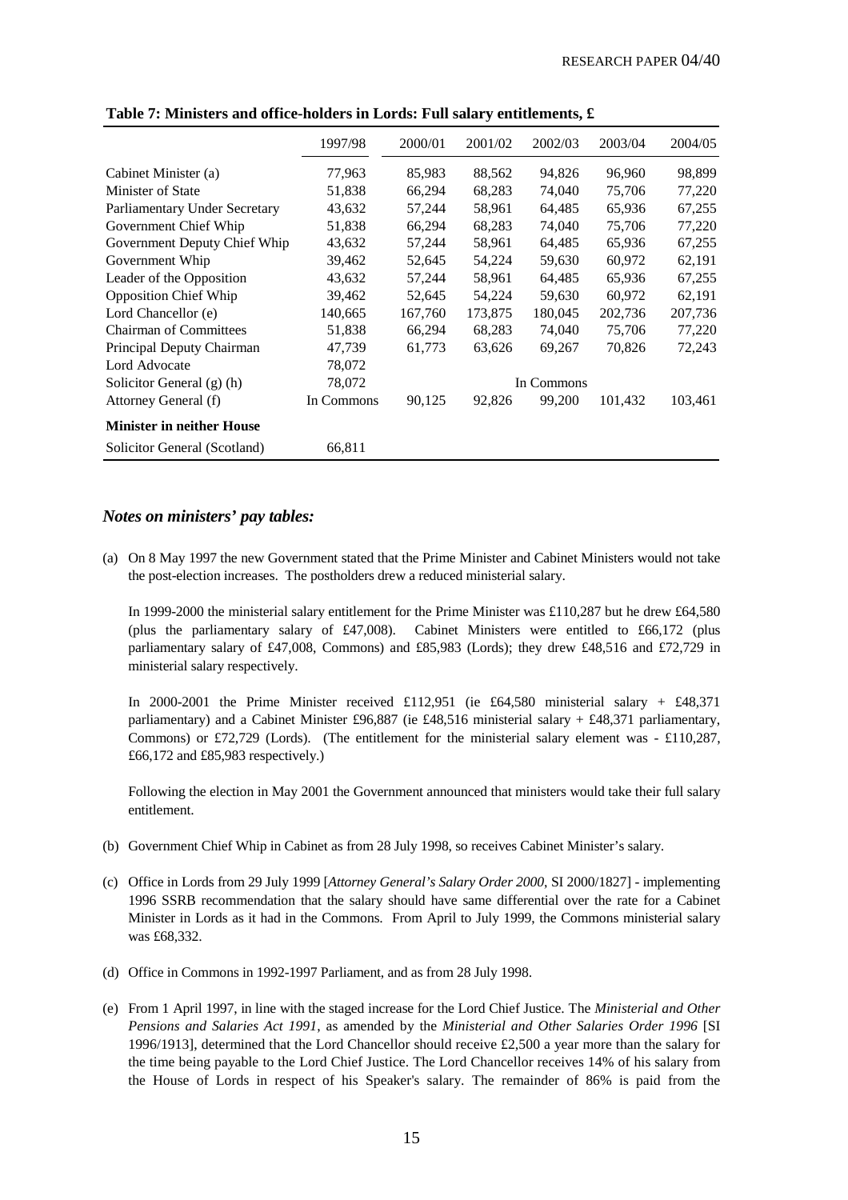**Table 7: Ministers and office-holders in Lords: Full salary entitlements, £**

| | 1997/98 | 2000/01 | 2001/02 | 2002/03 | 2003/04 | 2004/05 |
|---|---|---|---|---|---|---|
| Cabinet Minister (a) | 77,963 | 85,983 | 88,562 | 94,826 | 96,960 | 98,899 |
| Minister of State | 51,838 | 66,294 | 68,283 | 74,040 | 75,706 | 77,220 |
| Parliamentary Under Secretary | 43,632 | 57,244 | 58,961 | 64,485 | 65,936 | 67,255 |
| Government Chief Whip | 51,838 | 66,294 | 68,283 | 74,040 | 75,706 | 77,220 |
| Government Deputy Chief Whip | 43,632 | 57,244 | 58,961 | 64,485 | 65,936 | 67,255 |
| Government Whip | 39,462 | 52,645 | 54,224 | 59,630 | 60,972 | 62,191 |
| Leader of the Opposition | 43,632 | 57,244 | 58,961 | 64,485 | 65,936 | 67,255 |
| Opposition Chief Whip | 39,462 | 52,645 | 54,224 | 59,630 | 60,972 | 62,191 |
| Lord Chancellor (e) | 140,665 | 167,760 | 173,875 | 180,045 | 202,736 | 207,736 |
| Chairman of Committees | 51,838 | 66,294 | 68,283 | 74,040 | 75,706 | 77,220 |
| Principal Deputy Chairman | 47,739 | 61,773 | 63,626 | 69,267 | 70,826 | 72,243 |
| Lord Advocate | 78,072 | | | | | |
| Solicitor General (g) (h) | 78,072 | | | In Commons | | |
| Attorney General (f) | In Commons | 90,125 | 92,826 | 99,200 | 101,432 | 103,461 |
| **Minister in neither House** | | | | | | |
| Solicitor General (Scotland) | 66,811 | | | | | |

### *Notes on ministers' pay tables:*

(a) On 8 May 1997 the new Government stated that the Prime Minister and Cabinet Ministers would not take the post-election increases. The postholders drew a reduced ministerial salary.

In 1999-2000 the ministerial salary entitlement for the Prime Minister was £110,287 but he drew £64,580 (plus the parliamentary salary of £47,008). Cabinet Ministers were entitled to £66,172 (plus parliamentary salary of £47,008, Commons) and £85,983 (Lords); they drew £48,516 and £72,729 in ministerial salary respectively.

In 2000-2001 the Prime Minister received £112,951 (ie £64,580 ministerial salary + £48,371 parliamentary) and a Cabinet Minister £96,887 (ie £48,516 ministerial salary + £48,371 parliamentary, Commons) or £72,729 (Lords). (The entitlement for the ministerial salary element was - £110,287, £66,172 and £85,983 respectively.)

Following the election in May 2001 the Government announced that ministers would take their full salary entitlement.

(b) Government Chief Whip in Cabinet as from 28 July 1998, so receives Cabinet Minister's salary.

(c) Office in Lords from 29 July 1999 [*Attorney General's Salary Order 2000*, SI 2000/1827] - implementing 1996 SSRB recommendation that the salary should have same differential over the rate for a Cabinet Minister in Lords as it had in the Commons. From April to July 1999, the Commons ministerial salary was £68,332.

(d) Office in Commons in 1992-1997 Parliament, and as from 28 July 1998.

(e) From 1 April 1997, in line with the staged increase for the Lord Chief Justice. The *Ministerial and Other Pensions and Salaries Act 1991*, as amended by the *Ministerial and Other Salaries Order 1996* [SI 1996/1913], determined that the Lord Chancellor should receive £2,500 a year more than the salary for the time being payable to the Lord Chief Justice. The Lord Chancellor receives 14% of his salary from the House of Lords in respect of his Speaker's salary. The remainder of 86% is paid from the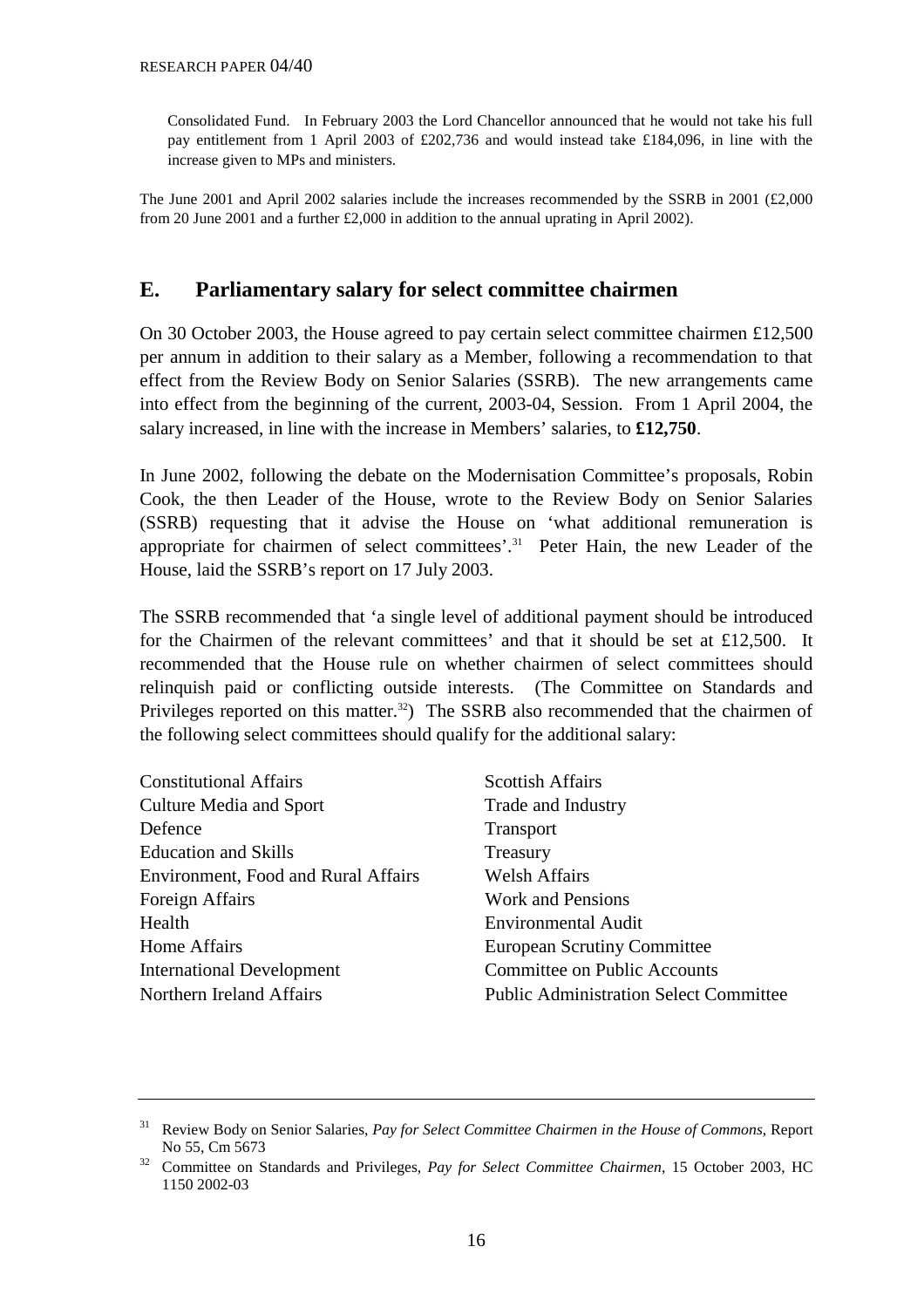Consolidated Fund. In February 2003 the Lord Chancellor announced that he would not take his full pay entitlement from 1 April 2003 of £202,736 and would instead take £184,096, in line with the increase given to MPs and ministers.

The June 2001 and April 2002 salaries include the increases recommended by the SSRB in 2001 (£2,000 from 20 June 2001 and a further £2,000 in addition to the annual uprating in April 2002).

## E. Parliamentary salary for select committee chairmen

On 30 October 2003, the House agreed to pay certain select committee chairmen £12,500 per annum in addition to their salary as a Member, following a recommendation to that effect from the Review Body on Senior Salaries (SSRB). The new arrangements came into effect from the beginning of the current, 2003-04, Session. From 1 April 2004, the salary increased, in line with the increase in Members' salaries, to **£12,750**.

In June 2002, following the debate on the Modernisation Committee's proposals, Robin Cook, the then Leader of the House, wrote to the Review Body on Senior Salaries (SSRB) requesting that it advise the House on 'what additional remuneration is appropriate for chairmen of select committees'.[31] Peter Hain, the new Leader of the House, laid the SSRB's report on 17 July 2003.

The SSRB recommended that 'a single level of additional payment should be introduced for the Chairmen of the relevant committees' and that it should be set at £12,500. It recommended that the House rule on whether chairmen of select committees should relinquish paid or conflicting outside interests. (The Committee on Standards and Privileges reported on this matter.[32]) The SSRB also recommended that the chairmen of the following select committees should qualify for the additional salary:

- Constitutional Affairs
- Culture Media and Sport
- Defence
- Education and Skills
- Environment, Food and Rural Affairs
- Foreign Affairs
- Health
- Home Affairs
- International Development
- Northern Ireland Affairs
- Scottish Affairs
- Trade and Industry
- Transport
- Treasury
- Welsh Affairs
- Work and Pensions
- Environmental Audit
- European Scrutiny Committee
- Committee on Public Accounts
- Public Administration Select Committee

---

[31] Review Body on Senior Salaries, *Pay for Select Committee Chairmen in the House of Commons*, Report No 55, Cm 5673

[32] Committee on Standards and Privileges, *Pay for Select Committee Chairmen*, 15 October 2003, HC 1150 2002-03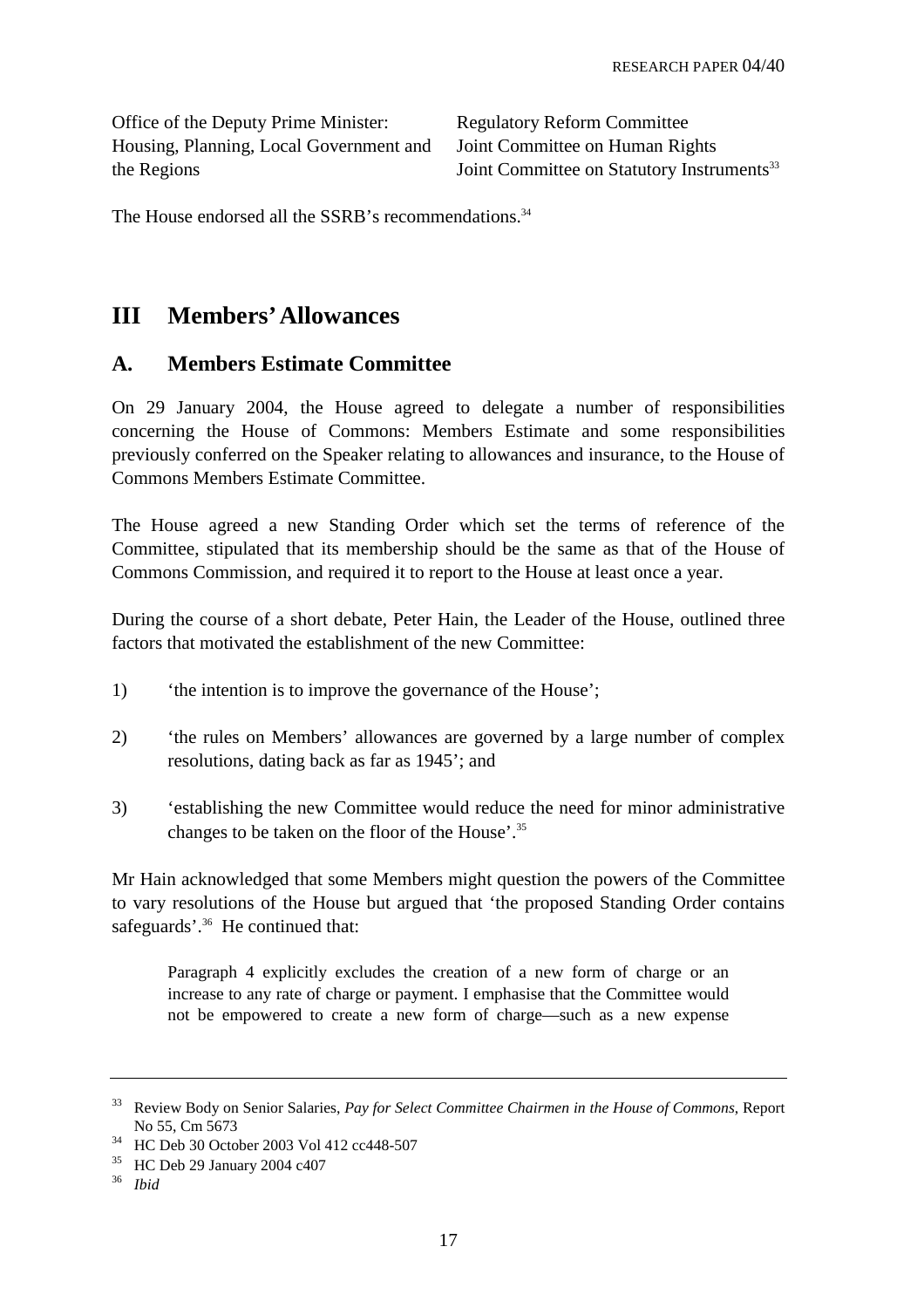Office of the Deputy Prime Minister: Housing, Planning, Local Government and the Regions

Regulatory Reform Committee
Joint Committee on Human Rights
Joint Committee on Statutory Instruments[33]

The House endorsed all the SSRB's recommendations.[34]

# III Members' Allowances

## A. Members Estimate Committee

On 29 January 2004, the House agreed to delegate a number of responsibilities concerning the House of Commons: Members Estimate and some responsibilities previously conferred on the Speaker relating to allowances and insurance, to the House of Commons Members Estimate Committee.

The House agreed a new Standing Order which set the terms of reference of the Committee, stipulated that its membership should be the same as that of the House of Commons Commission, and required it to report to the House at least once a year.

During the course of a short debate, Peter Hain, the Leader of the House, outlined three factors that motivated the establishment of the new Committee:

1) 'the intention is to improve the governance of the House';

2) 'the rules on Members' allowances are governed by a large number of complex resolutions, dating back as far as 1945'; and

3) 'establishing the new Committee would reduce the need for minor administrative changes to be taken on the floor of the House'.[35]

Mr Hain acknowledged that some Members might question the powers of the Committee to vary resolutions of the House but argued that 'the proposed Standing Order contains safeguards'.[36] He continued that:

> Paragraph 4 explicitly excludes the creation of a new form of charge or an increase to any rate of charge or payment. I emphasise that the Committee would not be empowered to create a new form of charge—such as a new expense

---

[33] Review Body on Senior Salaries, *Pay for Select Committee Chairmen in the House of Commons*, Report No 55, Cm 5673

[34] HC Deb 30 October 2003 Vol 412 cc448-507

[35] HC Deb 29 January 2004 c407

[36] *Ibid*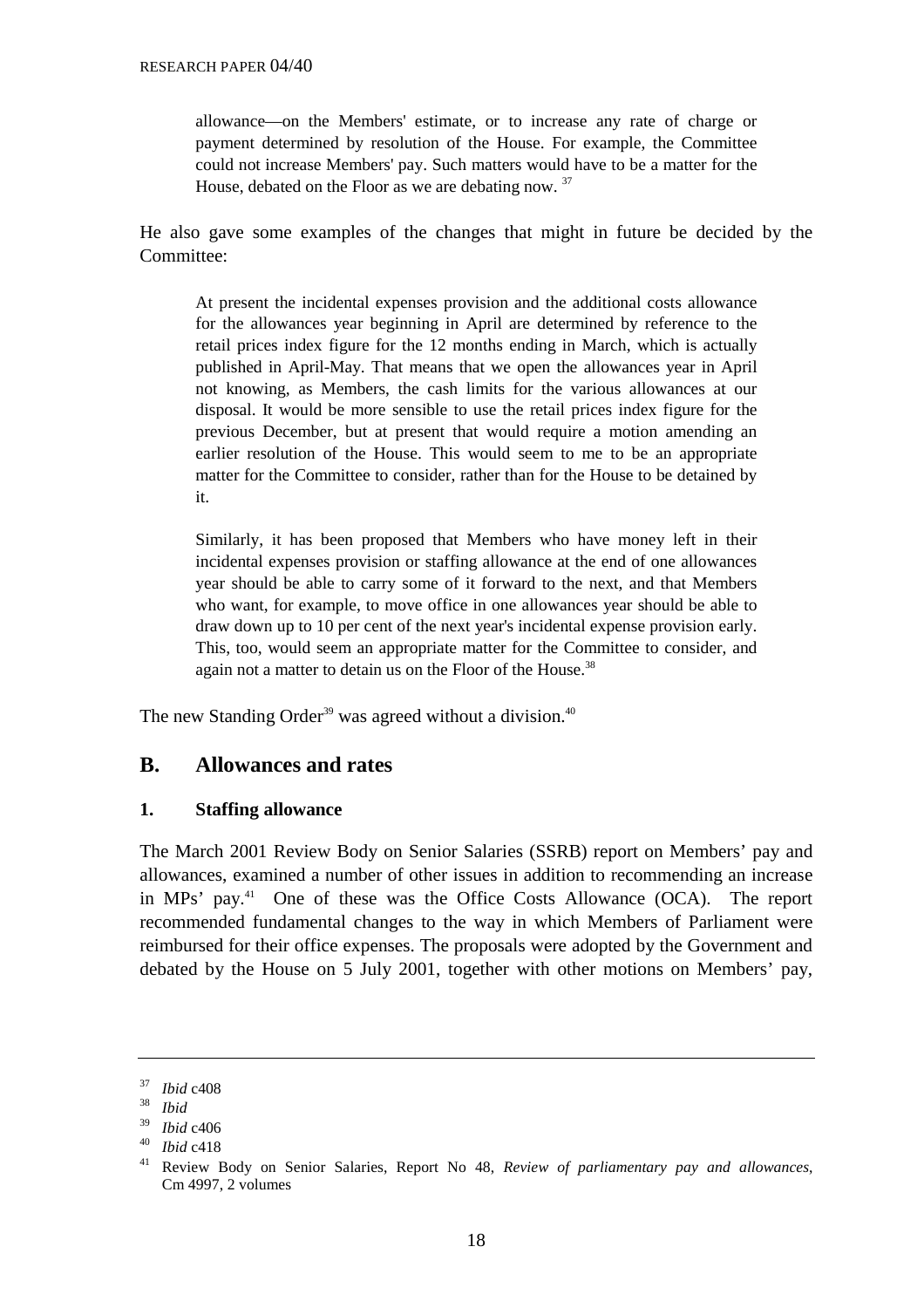> allowance—on the Members' estimate, or to increase any rate of charge or payment determined by resolution of the House. For example, the Committee could not increase Members' pay. Such matters would have to be a matter for the House, debated on the Floor as we are debating now. [37]

He also gave some examples of the changes that might in future be decided by the Committee:

> At present the incidental expenses provision and the additional costs allowance for the allowances year beginning in April are determined by reference to the retail prices index figure for the 12 months ending in March, which is actually published in April-May. That means that we open the allowances year in April not knowing, as Members, the cash limits for the various allowances at our disposal. It would be more sensible to use the retail prices index figure for the previous December, but at present that would require a motion amending an earlier resolution of the House. This would seem to me to be an appropriate matter for the Committee to consider, rather than for the House to be detained by it.
>
> Similarly, it has been proposed that Members who have money left in their incidental expenses provision or staffing allowance at the end of one allowances year should be able to carry some of it forward to the next, and that Members who want, for example, to move office in one allowances year should be able to draw down up to 10 per cent of the next year's incidental expense provision early. This, too, would seem an appropriate matter for the Committee to consider, and again not a matter to detain us on the Floor of the House.[38]

The new Standing Order[39] was agreed without a division.[40]

## B. Allowances and rates

### 1. Staffing allowance

The March 2001 Review Body on Senior Salaries (SSRB) report on Members' pay and allowances, examined a number of other issues in addition to recommending an increase in MPs' pay.[41] One of these was the Office Costs Allowance (OCA). The report recommended fundamental changes to the way in which Members of Parliament were reimbursed for their office expenses. The proposals were adopted by the Government and debated by the House on 5 July 2001, together with other motions on Members' pay,

---

[37] *Ibid* c408

[38] *Ibid*

[39] *Ibid* c406

[40] *Ibid* c418

[41] Review Body on Senior Salaries, Report No 48, *Review of parliamentary pay and allowances*, Cm 4997, 2 volumes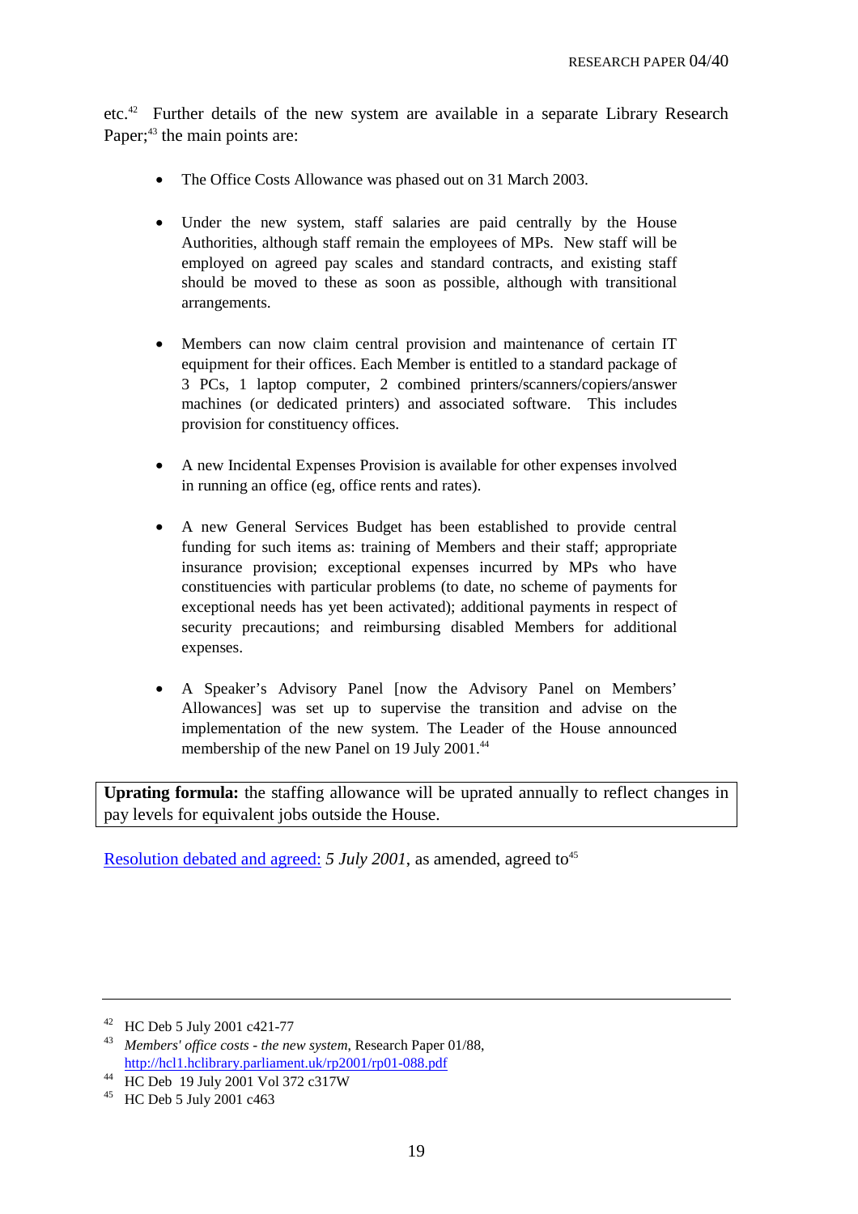etc.[42] Further details of the new system are available in a separate Library Research Paper;[43] the main points are:

- The Office Costs Allowance was phased out on 31 March 2003.

- Under the new system, staff salaries are paid centrally by the House Authorities, although staff remain the employees of MPs. New staff will be employed on agreed pay scales and standard contracts, and existing staff should be moved to these as soon as possible, although with transitional arrangements.

- Members can now claim central provision and maintenance of certain IT equipment for their offices. Each Member is entitled to a standard package of 3 PCs, 1 laptop computer, 2 combined printers/scanners/copiers/answer machines (or dedicated printers) and associated software. This includes provision for constituency offices.

- A new Incidental Expenses Provision is available for other expenses involved in running an office (eg, office rents and rates).

- A new General Services Budget has been established to provide central funding for such items as: training of Members and their staff; appropriate insurance provision; exceptional expenses incurred by MPs who have constituencies with particular problems (to date, no scheme of payments for exceptional needs has yet been activated); additional payments in respect of security precautions; and reimbursing disabled Members for additional expenses.

- A Speaker's Advisory Panel [now the Advisory Panel on Members' Allowances] was set up to supervise the transition and advise on the implementation of the new system. The Leader of the House announced membership of the new Panel on 19 July 2001.[44]

**Uprating formula:** the staffing allowance will be uprated annually to reflect changes in pay levels for equivalent jobs outside the House.

Resolution debated and agreed: *5 July 2001*, as amended, agreed to[45]

---

[42] HC Deb 5 July 2001 c421-77

[43] *Members' office costs - the new system*, Research Paper 01/88, http://hcl1.hclibrary.parliament.uk/rp2001/rp01-088.pdf

[44] HC Deb 19 July 2001 Vol 372 c317W

[45] HC Deb 5 July 2001 c463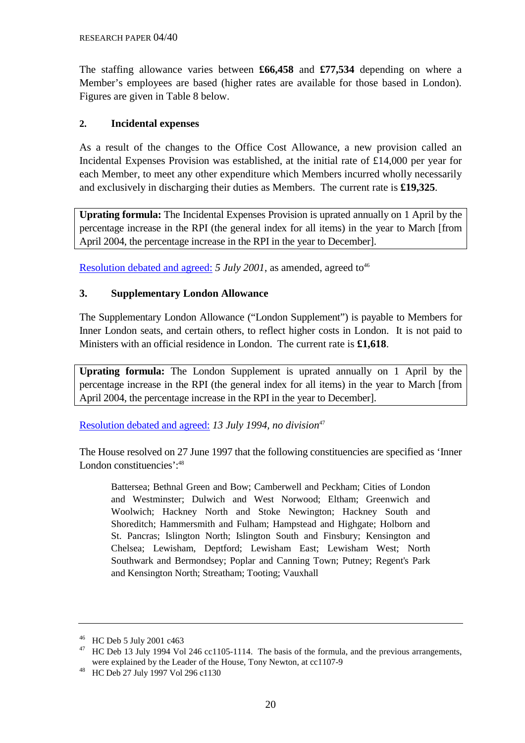The staffing allowance varies between **£66,458** and **£77,534** depending on where a Member's employees are based (higher rates are available for those based in London). Figures are given in Table 8 below.

### 2. Incidental expenses

As a result of the changes to the Office Cost Allowance, a new provision called an Incidental Expenses Provision was established, at the initial rate of £14,000 per year for each Member, to meet any other expenditure which Members incurred wholly necessarily and exclusively in discharging their duties as Members. The current rate is **£19,325**.

> **Uprating formula:** The Incidental Expenses Provision is uprated annually on 1 April by the percentage increase in the RPI (the general index for all items) in the year to March [from April 2004, the percentage increase in the RPI in the year to December].

Resolution debated and agreed: *5 July 2001*, as amended, agreed to[46]

### 3. Supplementary London Allowance

The Supplementary London Allowance ("London Supplement") is payable to Members for Inner London seats, and certain others, to reflect higher costs in London. It is not paid to Ministers with an official residence in London. The current rate is **£1,618**.

> **Uprating formula:** The London Supplement is uprated annually on 1 April by the percentage increase in the RPI (the general index for all items) in the year to March [from April 2004, the percentage increase in the RPI in the year to December].

Resolution debated and agreed: *13 July 1994, no division*[47]

The House resolved on 27 June 1997 that the following constituencies are specified as 'Inner London constituencies':[48]

> Battersea; Bethnal Green and Bow; Camberwell and Peckham; Cities of London and Westminster; Dulwich and West Norwood; Eltham; Greenwich and Woolwich; Hackney North and Stoke Newington; Hackney South and Shoreditch; Hammersmith and Fulham; Hampstead and Highgate; Holborn and St. Pancras; Islington North; Islington South and Finsbury; Kensington and Chelsea; Lewisham, Deptford; Lewisham East; Lewisham West; North Southwark and Bermondsey; Poplar and Canning Town; Putney; Regent's Park and Kensington North; Streatham; Tooting; Vauxhall

---

[46] HC Deb 5 July 2001 c463

[47] HC Deb 13 July 1994 Vol 246 cc1105-1114. The basis of the formula, and the previous arrangements, were explained by the Leader of the House, Tony Newton, at cc1107-9

[48] HC Deb 27 July 1997 Vol 296 c1130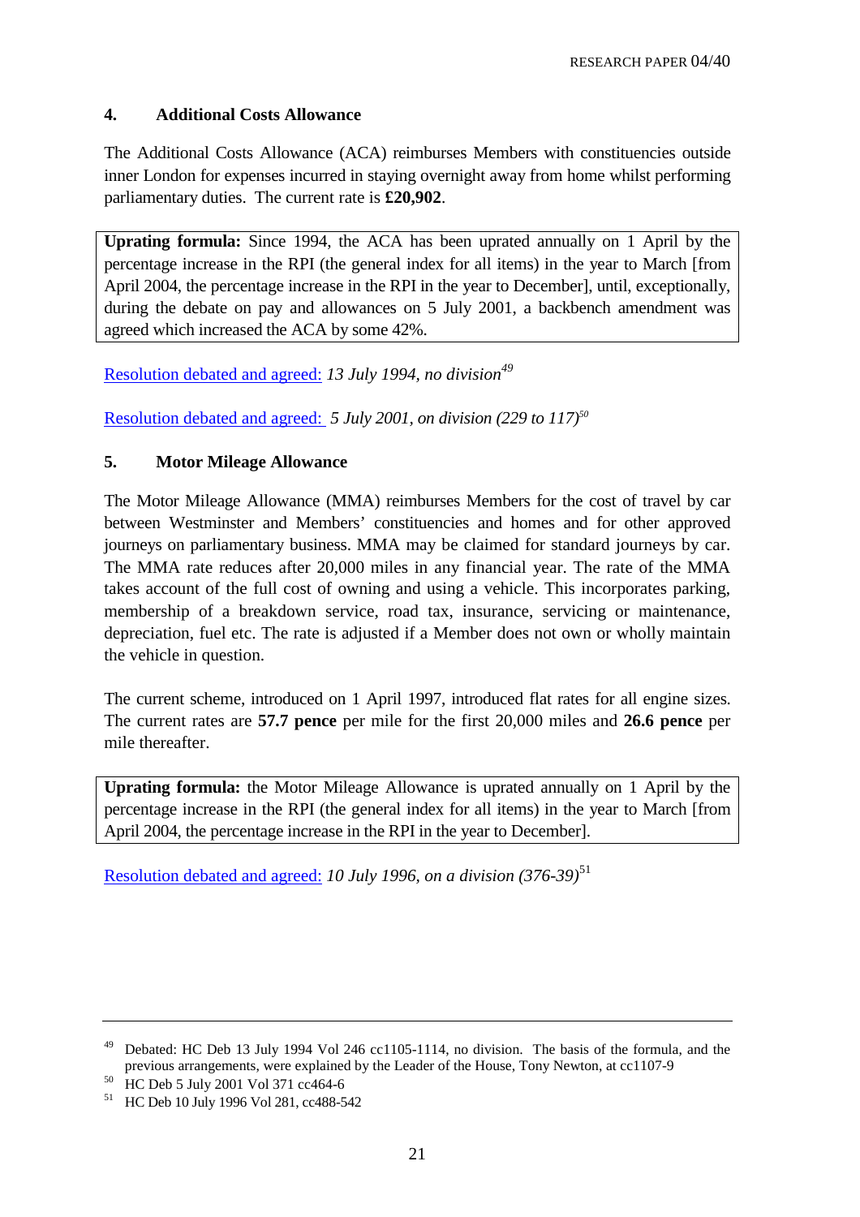## 4. Additional Costs Allowance

The Additional Costs Allowance (ACA) reimburses Members with constituencies outside inner London for expenses incurred in staying overnight away from home whilst performing parliamentary duties. The current rate is **£20,902**.

**Uprating formula:** Since 1994, the ACA has been uprated annually on 1 April by the percentage increase in the RPI (the general index for all items) in the year to March [from April 2004, the percentage increase in the RPI in the year to December], until, exceptionally, during the debate on pay and allowances on 5 July 2001, a backbench amendment was agreed which increased the ACA by some 42%.

Resolution debated and agreed: *13 July 1994, no division*[49]

Resolution debated and agreed: *5 July 2001, on division (229 to 117)*[50]

## 5. Motor Mileage Allowance

The Motor Mileage Allowance (MMA) reimburses Members for the cost of travel by car between Westminster and Members' constituencies and homes and for other approved journeys on parliamentary business. MMA may be claimed for standard journeys by car. The MMA rate reduces after 20,000 miles in any financial year. The rate of the MMA takes account of the full cost of owning and using a vehicle. This incorporates parking, membership of a breakdown service, road tax, insurance, servicing or maintenance, depreciation, fuel etc. The rate is adjusted if a Member does not own or wholly maintain the vehicle in question.

The current scheme, introduced on 1 April 1997, introduced flat rates for all engine sizes. The current rates are **57.7 pence** per mile for the first 20,000 miles and **26.6 pence** per mile thereafter.

**Uprating formula:** the Motor Mileage Allowance is uprated annually on 1 April by the percentage increase in the RPI (the general index for all items) in the year to March [from April 2004, the percentage increase in the RPI in the year to December].

Resolution debated and agreed: *10 July 1996, on a division (376-39)*[51]

---

[49] Debated: HC Deb 13 July 1994 Vol 246 cc1105-1114, no division. The basis of the formula, and the previous arrangements, were explained by the Leader of the House, Tony Newton, at cc1107-9

[50] HC Deb 5 July 2001 Vol 371 cc464-6

[51] HC Deb 10 July 1996 Vol 281, cc488-542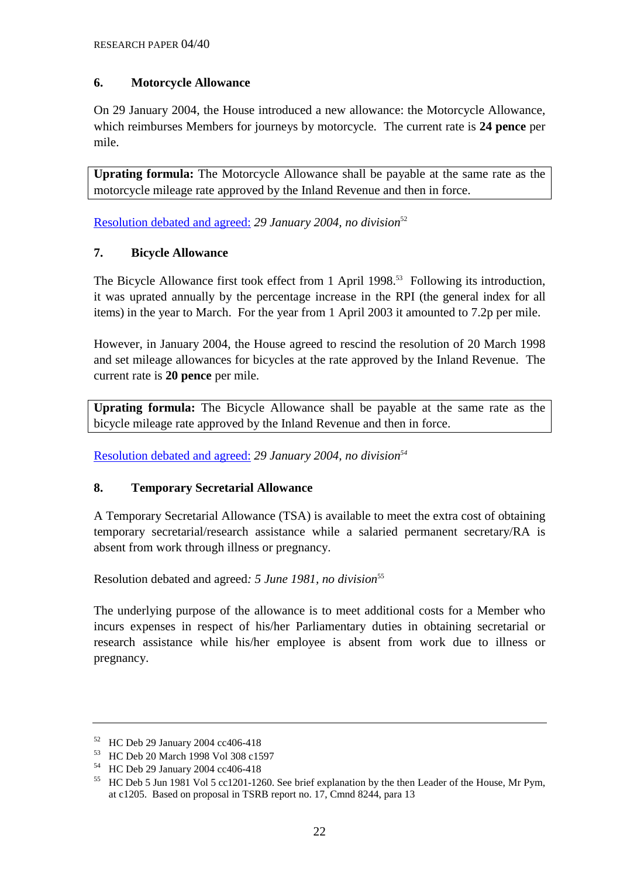## 6. Motorcycle Allowance

On 29 January 2004, the House introduced a new allowance: the Motorcycle Allowance, which reimburses Members for journeys by motorcycle. The current rate is **24 pence** per mile.

**Uprating formula:** The Motorcycle Allowance shall be payable at the same rate as the motorcycle mileage rate approved by the Inland Revenue and then in force.

Resolution debated and agreed: *29 January 2004, no division*[52]

## 7. Bicycle Allowance

The Bicycle Allowance first took effect from 1 April 1998.[53] Following its introduction, it was uprated annually by the percentage increase in the RPI (the general index for all items) in the year to March. For the year from 1 April 2003 it amounted to 7.2p per mile.

However, in January 2004, the House agreed to rescind the resolution of 20 March 1998 and set mileage allowances for bicycles at the rate approved by the Inland Revenue. The current rate is **20 pence** per mile.

**Uprating formula:** The Bicycle Allowance shall be payable at the same rate as the bicycle mileage rate approved by the Inland Revenue and then in force.

Resolution debated and agreed: *29 January 2004, no division*[54]

## 8. Temporary Secretarial Allowance

A Temporary Secretarial Allowance (TSA) is available to meet the extra cost of obtaining temporary secretarial/research assistance while a salaried permanent secretary/RA is absent from work through illness or pregnancy.

Resolution debated and agreed*: 5 June 1981, no division*[55]

The underlying purpose of the allowance is to meet additional costs for a Member who incurs expenses in respect of his/her Parliamentary duties in obtaining secretarial or research assistance while his/her employee is absent from work due to illness or pregnancy.

---

[52] HC Deb 29 January 2004 cc406-418

[53] HC Deb 20 March 1998 Vol 308 c1597

[54] HC Deb 29 January 2004 cc406-418

[55] HC Deb 5 Jun 1981 Vol 5 cc1201-1260. See brief explanation by the then Leader of the House, Mr Pym, at c1205. Based on proposal in TSRB report no. 17, Cmnd 8244, para 13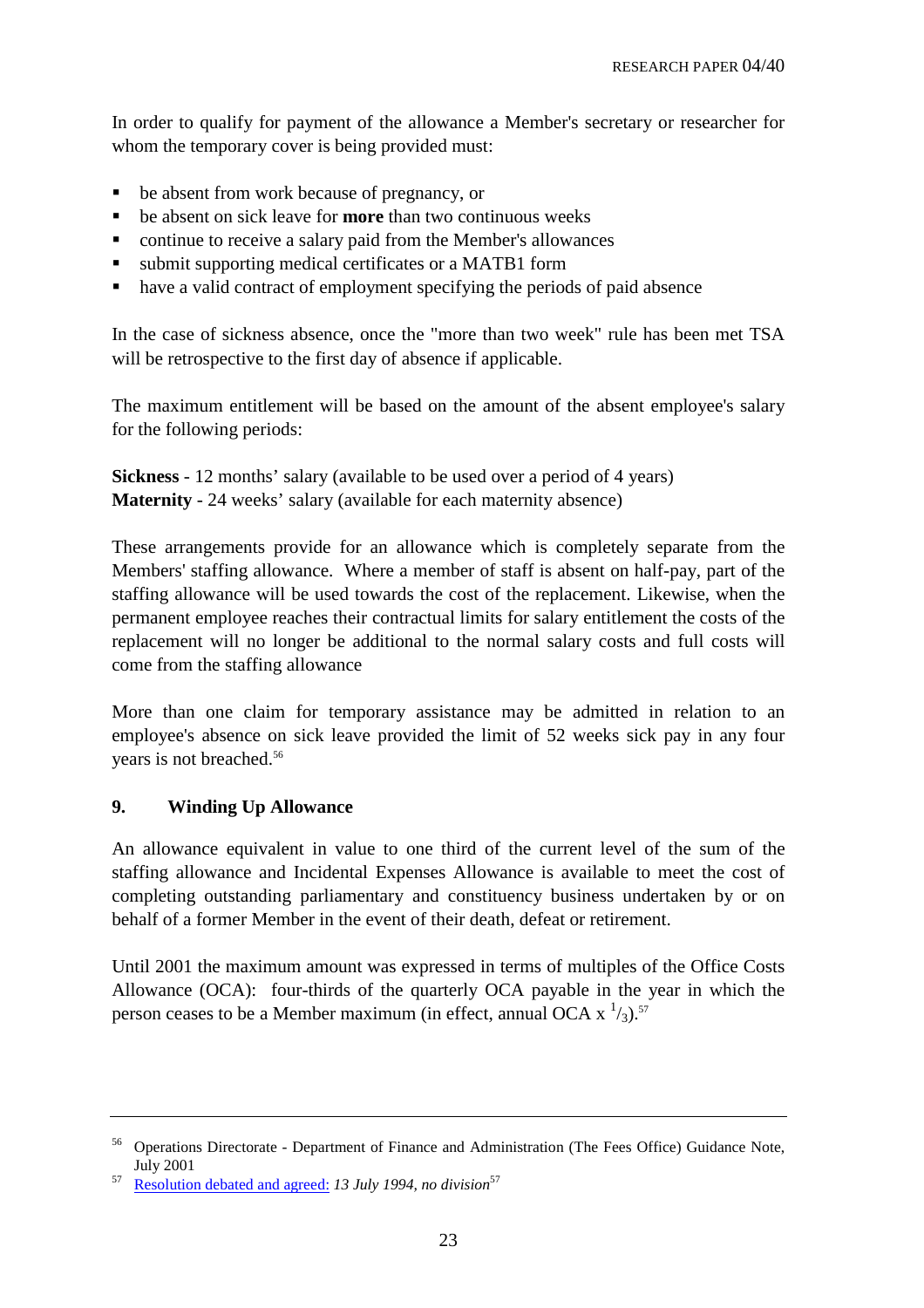In order to qualify for payment of the allowance a Member's secretary or researcher for whom the temporary cover is being provided must:

- be absent from work because of pregnancy, or
- be absent on sick leave for **more** than two continuous weeks
- continue to receive a salary paid from the Member's allowances
- submit supporting medical certificates or a MATB1 form
- have a valid contract of employment specifying the periods of paid absence

In the case of sickness absence, once the "more than two week" rule has been met TSA will be retrospective to the first day of absence if applicable.

The maximum entitlement will be based on the amount of the absent employee's salary for the following periods:

**Sickness** - 12 months' salary (available to be used over a period of 4 years)
**Maternity** - 24 weeks' salary (available for each maternity absence)

These arrangements provide for an allowance which is completely separate from the Members' staffing allowance. Where a member of staff is absent on half-pay, part of the staffing allowance will be used towards the cost of the replacement. Likewise, when the permanent employee reaches their contractual limits for salary entitlement the costs of the replacement will no longer be additional to the normal salary costs and full costs will come from the staffing allowance

More than one claim for temporary assistance may be admitted in relation to an employee's absence on sick leave provided the limit of 52 weeks sick pay in any four years is not breached.[56]

## 9. Winding Up Allowance

An allowance equivalent in value to one third of the current level of the sum of the staffing allowance and Incidental Expenses Allowance is available to meet the cost of completing outstanding parliamentary and constituency business undertaken by or on behalf of a former Member in the event of their death, defeat or retirement.

Until 2001 the maximum amount was expressed in terms of multiples of the Office Costs Allowance (OCA): four-thirds of the quarterly OCA payable in the year in which the person ceases to be a Member maximum (in effect, annual OCA x $^{1}/_{3}$).[57]

---

[56] Operations Directorate - Department of Finance and Administration (The Fees Office) Guidance Note, July 2001

[57] Resolution debated and agreed: *13 July 1994, no division*[57]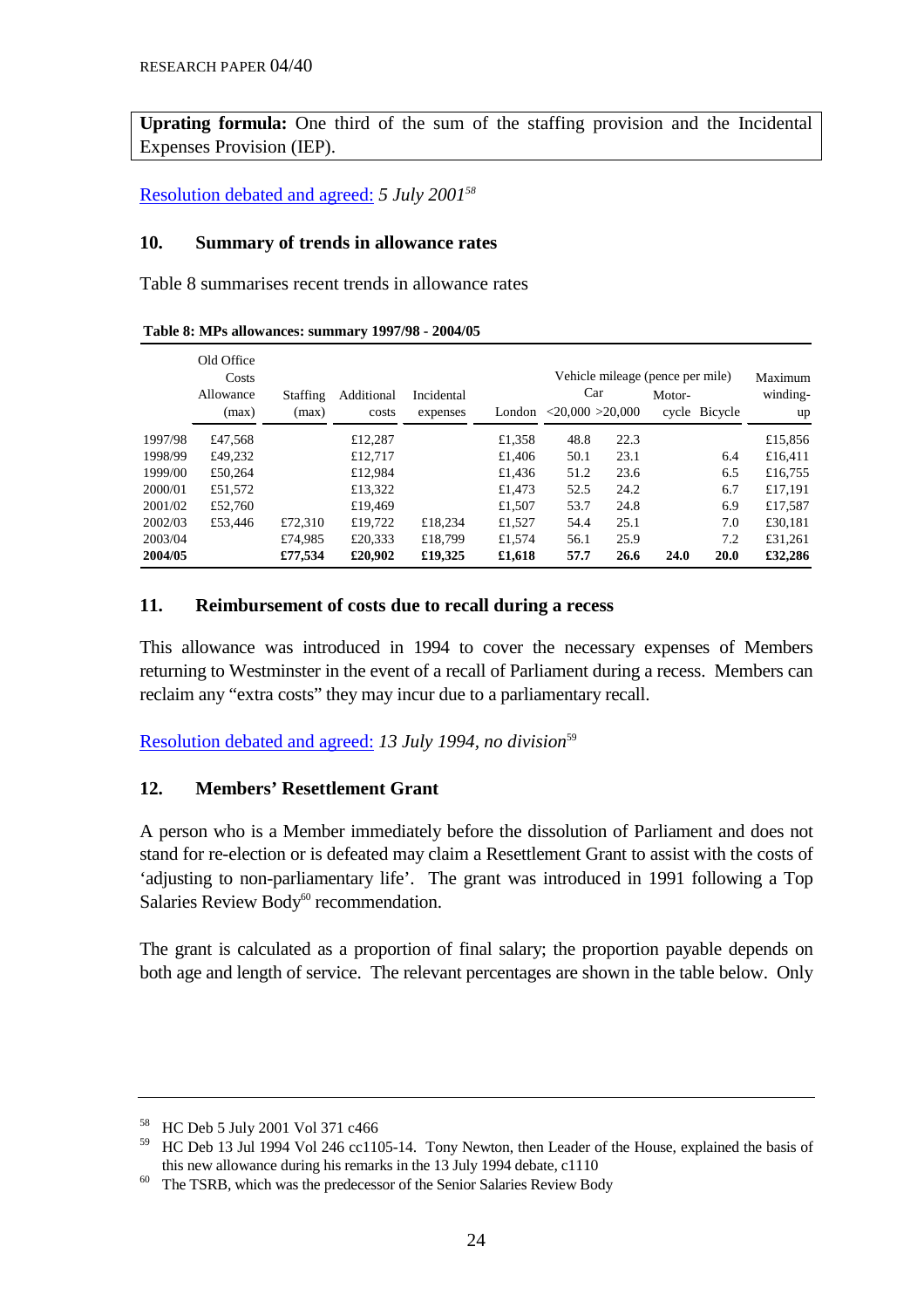**Uprating formula:** One third of the sum of the staffing provision and the Incidental Expenses Provision (IEP).

Resolution debated and agreed: *5 July 2001*[58]

## 10. Summary of trends in allowance rates

Table 8 summarises recent trends in allowance rates

**Table 8: MPs allowances: summary 1997/98 - 2004/05**

| | Old Office Costs Allowance (max) | Staffing (max) | Additional costs | Incidental expenses | London | Vehicle mileage (pence per mile) Car <20,000 | >20,000 | Motor-cycle | Bicycle | Maximum winding-up |
|---|---|---|---|---|---|---|---|---|---|---|
| 1997/98 | £47,568 | | £12,287 | | £1,358 | 48.8 | 22.3 | | | £15,856 |
| 1998/99 | £49,232 | | £12,717 | | £1,406 | 50.1 | 23.1 | | 6.4 | £16,411 |
| 1999/00 | £50,264 | | £12,984 | | £1,436 | 51.2 | 23.6 | | 6.5 | £16,755 |
| 2000/01 | £51,572 | | £13,322 | | £1,473 | 52.5 | 24.2 | | 6.7 | £17,191 |
| 2001/02 | £52,760 | | £19,469 | | £1,507 | 53.7 | 24.8 | | 6.9 | £17,587 |
| 2002/03 | £53,446 | £72,310 | £19,722 | £18,234 | £1,527 | 54.4 | 25.1 | | 7.0 | £30,181 |
| 2003/04 | | £74,985 | £20,333 | £18,799 | £1,574 | 56.1 | 25.9 | | 7.2 | £31,261 |
| **2004/05** | | **£77,534** | **£20,902** | **£19,325** | **£1,618** | **57.7** | **26.6** | **24.0** | **20.0** | **£32,286** |

## 11. Reimbursement of costs due to recall during a recess

This allowance was introduced in 1994 to cover the necessary expenses of Members returning to Westminster in the event of a recall of Parliament during a recess. Members can reclaim any "extra costs" they may incur due to a parliamentary recall.

Resolution debated and agreed: *13 July 1994, no division*[59]

## 12. Members' Resettlement Grant

A person who is a Member immediately before the dissolution of Parliament and does not stand for re-election or is defeated may claim a Resettlement Grant to assist with the costs of 'adjusting to non-parliamentary life'. The grant was introduced in 1991 following a Top Salaries Review Body[60] recommendation.

The grant is calculated as a proportion of final salary; the proportion payable depends on both age and length of service. The relevant percentages are shown in the table below. Only

---

[58] HC Deb 5 July 2001 Vol 371 c466

[59] HC Deb 13 Jul 1994 Vol 246 cc1105-14. Tony Newton, then Leader of the House, explained the basis of this new allowance during his remarks in the 13 July 1994 debate, c1110

[60] The TSRB, which was the predecessor of the Senior Salaries Review Body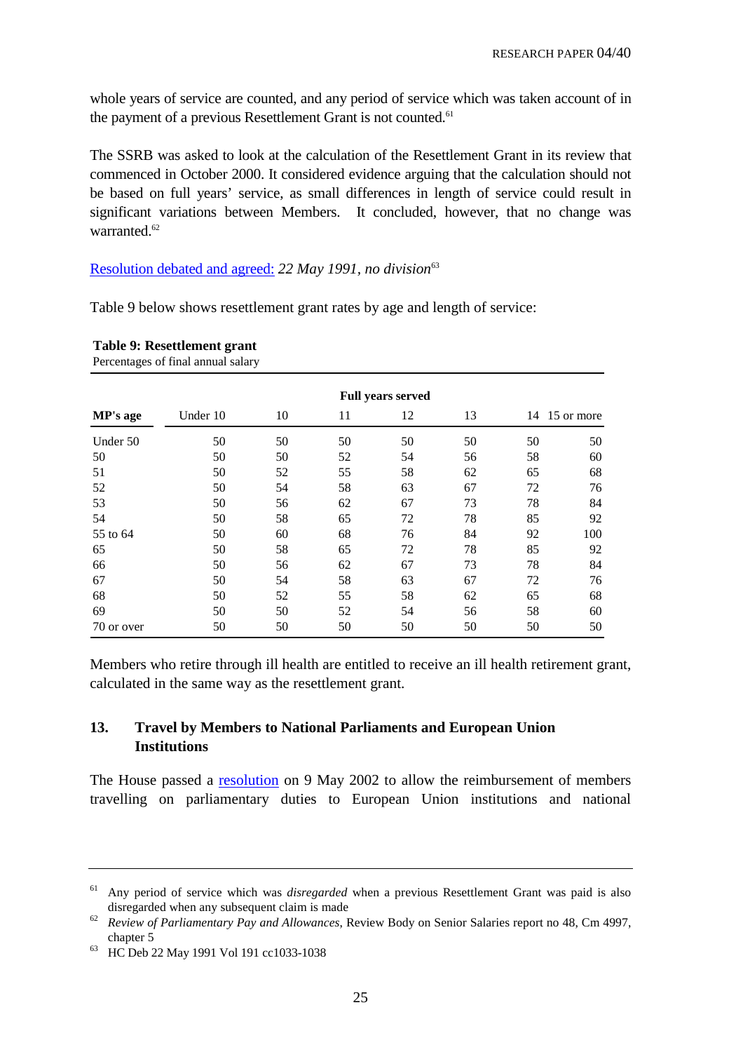whole years of service are counted, and any period of service which was taken account of in the payment of a previous Resettlement Grant is not counted.[61]

The SSRB was asked to look at the calculation of the Resettlement Grant in its review that commenced in October 2000. It considered evidence arguing that the calculation should not be based on full years' service, as small differences in length of service could result in significant variations between Members. It concluded, however, that no change was warranted.[62]

Resolution debated and agreed: *22 May 1991, no division*[63]

Table 9 below shows resettlement grant rates by age and length of service:

**Table 9: Resettlement grant**
Percentages of final annual salary

| | Full years served | | | | | | |
|---|---|---|---|---|---|---|---|
| **MP's age** | Under 10 | 10 | 11 | 12 | 13 | 14 | 15 or more |
| Under 50 | 50 | 50 | 50 | 50 | 50 | 50 | 50 |
| 50 | 50 | 50 | 52 | 54 | 56 | 58 | 60 |
| 51 | 50 | 52 | 55 | 58 | 62 | 65 | 68 |
| 52 | 50 | 54 | 58 | 63 | 67 | 72 | 76 |
| 53 | 50 | 56 | 62 | 67 | 73 | 78 | 84 |
| 54 | 50 | 58 | 65 | 72 | 78 | 85 | 92 |
| 55 to 64 | 50 | 60 | 68 | 76 | 84 | 92 | 100 |
| 65 | 50 | 58 | 65 | 72 | 78 | 85 | 92 |
| 66 | 50 | 56 | 62 | 67 | 73 | 78 | 84 |
| 67 | 50 | 54 | 58 | 63 | 67 | 72 | 76 |
| 68 | 50 | 52 | 55 | 58 | 62 | 65 | 68 |
| 69 | 50 | 50 | 52 | 54 | 56 | 58 | 60 |
| 70 or over | 50 | 50 | 50 | 50 | 50 | 50 | 50 |

Members who retire through ill health are entitled to receive an ill health retirement grant, calculated in the same way as the resettlement grant.

## 13. Travel by Members to National Parliaments and European Union Institutions

The House passed a resolution on 9 May 2002 to allow the reimbursement of members travelling on parliamentary duties to European Union institutions and national

---

[61] Any period of service which was *disregarded* when a previous Resettlement Grant was paid is also disregarded when any subsequent claim is made

[62] *Review of Parliamentary Pay and Allowances*, Review Body on Senior Salaries report no 48, Cm 4997, chapter 5

[63] HC Deb 22 May 1991 Vol 191 cc1033-1038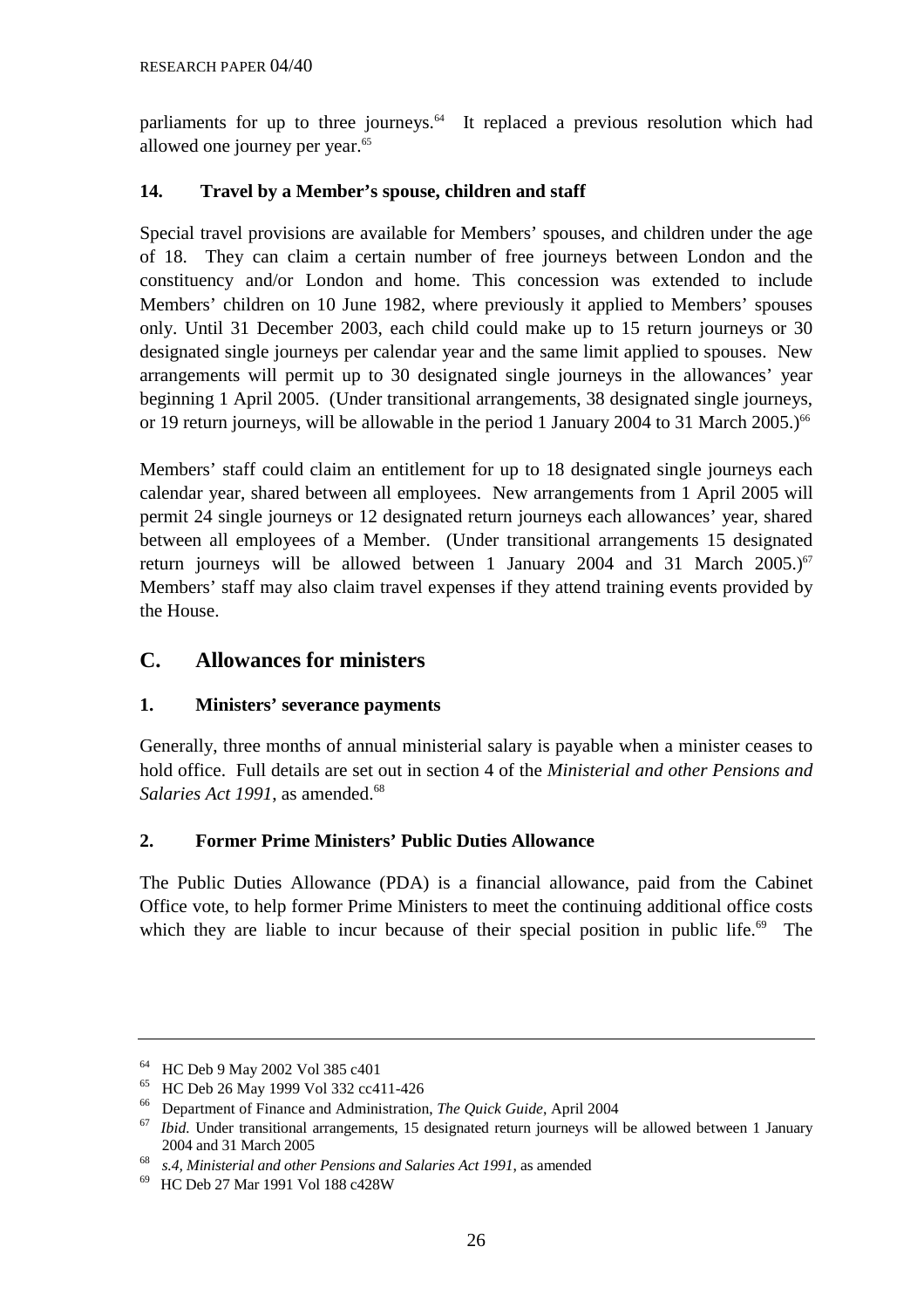parliaments for up to three journeys.[64] It replaced a previous resolution which had allowed one journey per year.[65]

### 14. Travel by a Member's spouse, children and staff

Special travel provisions are available for Members' spouses, and children under the age of 18. They can claim a certain number of free journeys between London and the constituency and/or London and home. This concession was extended to include Members' children on 10 June 1982, where previously it applied to Members' spouses only. Until 31 December 2003, each child could make up to 15 return journeys or 30 designated single journeys per calendar year and the same limit applied to spouses. New arrangements will permit up to 30 designated single journeys in the allowances' year beginning 1 April 2005. (Under transitional arrangements, 38 designated single journeys, or 19 return journeys, will be allowable in the period 1 January 2004 to 31 March 2005.)[66]

Members' staff could claim an entitlement for up to 18 designated single journeys each calendar year, shared between all employees. New arrangements from 1 April 2005 will permit 24 single journeys or 12 designated return journeys each allowances' year, shared between all employees of a Member. (Under transitional arrangements 15 designated return journeys will be allowed between 1 January 2004 and 31 March 2005.)[67] Members' staff may also claim travel expenses if they attend training events provided by the House.

## C. Allowances for ministers

### 1. Ministers' severance payments

Generally, three months of annual ministerial salary is payable when a minister ceases to hold office. Full details are set out in section 4 of the *Ministerial and other Pensions and Salaries Act 1991*, as amended.[68]

### 2. Former Prime Ministers' Public Duties Allowance

The Public Duties Allowance (PDA) is a financial allowance, paid from the Cabinet Office vote, to help former Prime Ministers to meet the continuing additional office costs which they are liable to incur because of their special position in public life.[69] The

---

[64] HC Deb 9 May 2002 Vol 385 c401

[65] HC Deb 26 May 1999 Vol 332 cc411-426

[66] Department of Finance and Administration, *The Quick Guide*, April 2004

[67] *Ibid.* Under transitional arrangements, 15 designated return journeys will be allowed between 1 January 2004 and 31 March 2005

[68] *s.4, Ministerial and other Pensions and Salaries Act 1991*, as amended

[69] HC Deb 27 Mar 1991 Vol 188 c428W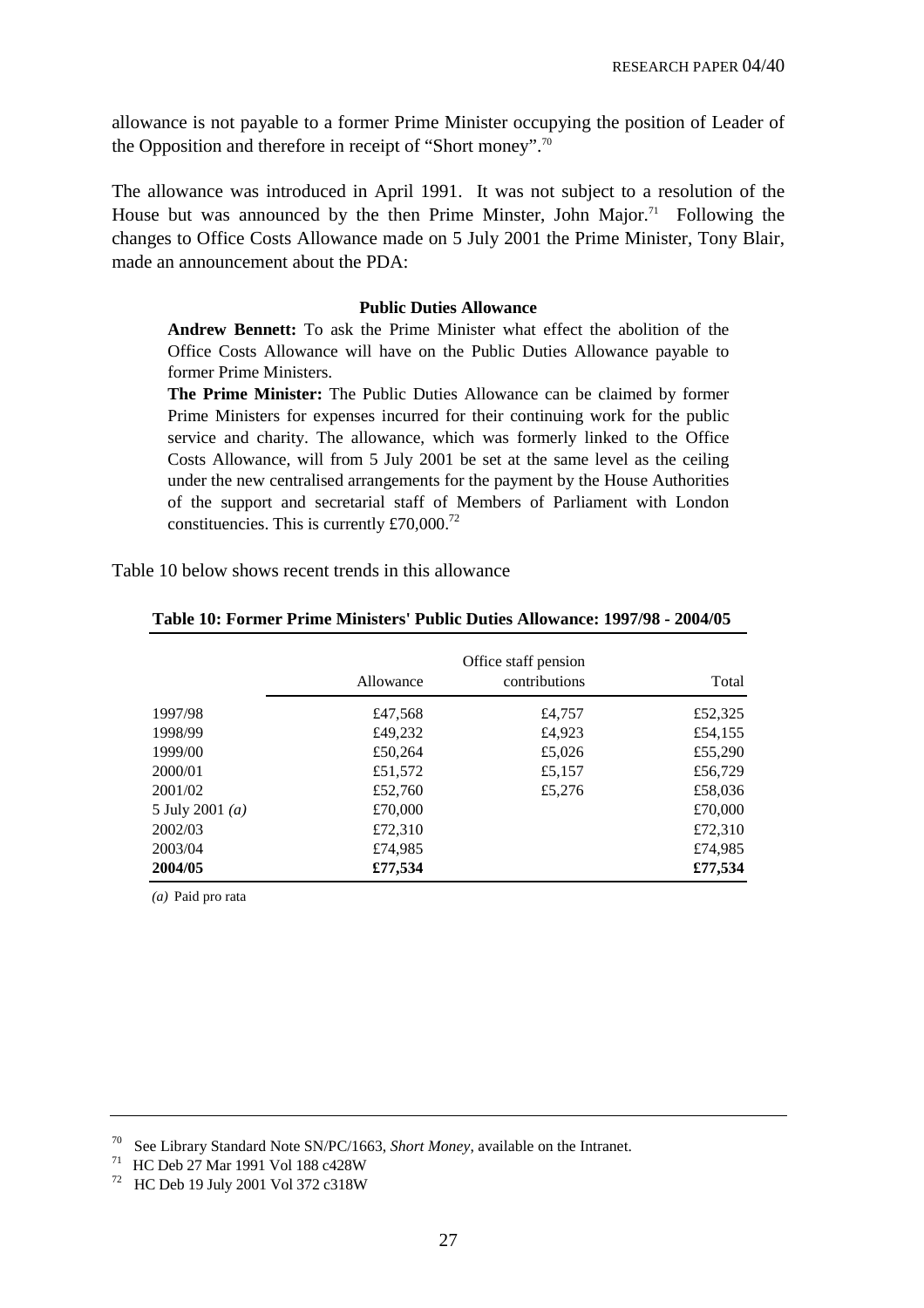allowance is not payable to a former Prime Minister occupying the position of Leader of the Opposition and therefore in receipt of "Short money".[70]

The allowance was introduced in April 1991. It was not subject to a resolution of the House but was announced by the then Prime Minster, John Major.[71] Following the changes to Office Costs Allowance made on 5 July 2001 the Prime Minister, Tony Blair, made an announcement about the PDA:

> **Public Duties Allowance**
>
> **Andrew Bennett:** To ask the Prime Minister what effect the abolition of the Office Costs Allowance will have on the Public Duties Allowance payable to former Prime Ministers.
>
> **The Prime Minister:** The Public Duties Allowance can be claimed by former Prime Ministers for expenses incurred for their continuing work for the public service and charity. The allowance, which was formerly linked to the Office Costs Allowance, will from 5 July 2001 be set at the same level as the ceiling under the new centralised arrangements for the payment by the House Authorities of the support and secretarial staff of Members of Parliament with London constituencies. This is currently £70,000.[72]

Table 10 below shows recent trends in this allowance

**Table 10: Former Prime Ministers' Public Duties Allowance: 1997/98 - 2004/05**

| | Allowance | Office staff pension contributions | Total |
|---|---|---|---|
| 1997/98 | £47,568 | £4,757 | £52,325 |
| 1998/99 | £49,232 | £4,923 | £54,155 |
| 1999/00 | £50,264 | £5,026 | £55,290 |
| 2000/01 | £51,572 | £5,157 | £56,729 |
| 2001/02 | £52,760 | £5,276 | £58,036 |
| 5 July 2001 *(a)* | £70,000 | | £70,000 |
| 2002/03 | £72,310 | | £72,310 |
| 2003/04 | £74,985 | | £74,985 |
| **2004/05** | **£77,534** | | **£77,534** |

*(a)* Paid pro rata

---

[70] See Library Standard Note SN/PC/1663, *Short Money*, available on the Intranet.

[71] HC Deb 27 Mar 1991 Vol 188 c428W

[72] HC Deb 19 July 2001 Vol 372 c318W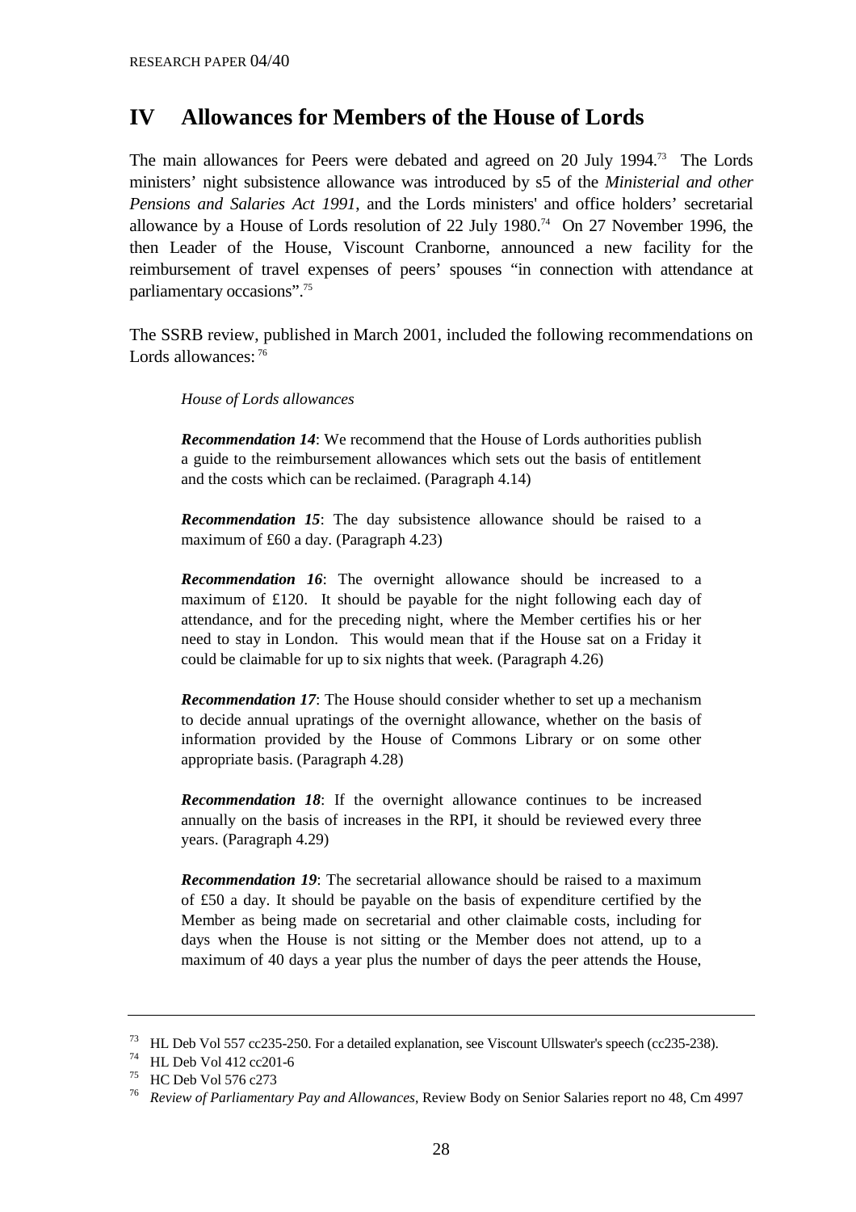## IV Allowances for Members of the House of Lords

The main allowances for Peers were debated and agreed on 20 July 1994.[73] The Lords ministers' night subsistence allowance was introduced by s5 of the *Ministerial and other Pensions and Salaries Act 1991*, and the Lords ministers' and office holders' secretarial allowance by a House of Lords resolution of 22 July 1980.[74] On 27 November 1996, the then Leader of the House, Viscount Cranborne, announced a new facility for the reimbursement of travel expenses of peers' spouses "in connection with attendance at parliamentary occasions".[75]

The SSRB review, published in March 2001, included the following recommendations on Lords allowances:[76]

> *House of Lords allowances*
>
> ***Recommendation 14***: We recommend that the House of Lords authorities publish a guide to the reimbursement allowances which sets out the basis of entitlement and the costs which can be reclaimed. (Paragraph 4.14)
>
> ***Recommendation 15***: The day subsistence allowance should be raised to a maximum of £60 a day. (Paragraph 4.23)
>
> ***Recommendation 16***: The overnight allowance should be increased to a maximum of £120. It should be payable for the night following each day of attendance, and for the preceding night, where the Member certifies his or her need to stay in London. This would mean that if the House sat on a Friday it could be claimable for up to six nights that week. (Paragraph 4.26)
>
> ***Recommendation 17***: The House should consider whether to set up a mechanism to decide annual upratings of the overnight allowance, whether on the basis of information provided by the House of Commons Library or on some other appropriate basis. (Paragraph 4.28)
>
> ***Recommendation 18***: If the overnight allowance continues to be increased annually on the basis of increases in the RPI, it should be reviewed every three years. (Paragraph 4.29)
>
> ***Recommendation 19***: The secretarial allowance should be raised to a maximum of £50 a day. It should be payable on the basis of expenditure certified by the Member as being made on secretarial and other claimable costs, including for days when the House is not sitting or the Member does not attend, up to a maximum of 40 days a year plus the number of days the peer attends the House,

---

[73] HL Deb Vol 557 cc235-250. For a detailed explanation, see Viscount Ullswater's speech (cc235-238).

[74] HL Deb Vol 412 cc201-6

[75] HC Deb Vol 576 c273

[76] *Review of Parliamentary Pay and Allowances*, Review Body on Senior Salaries report no 48, Cm 4997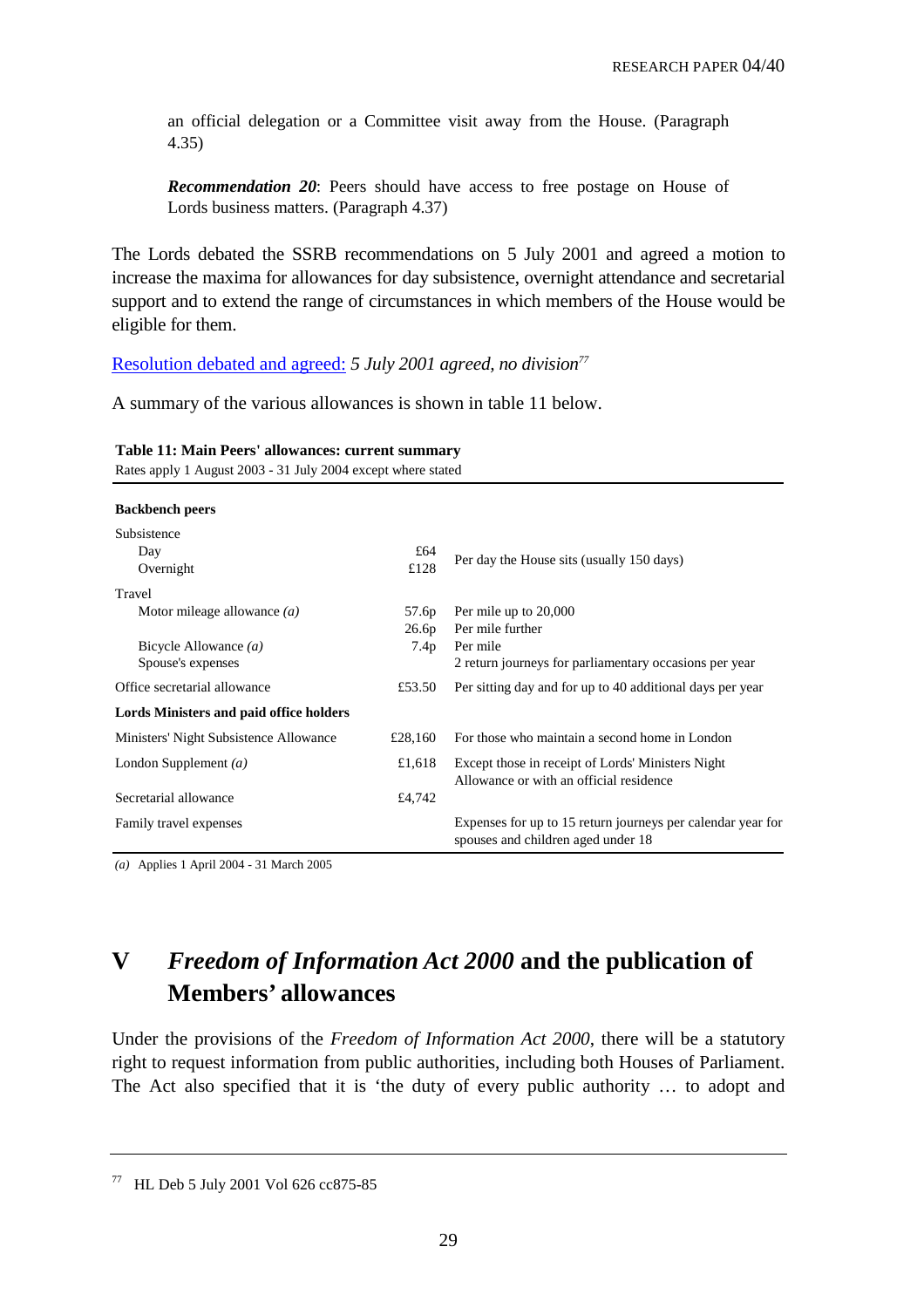an official delegation or a Committee visit away from the House. (Paragraph 4.35)

> ***Recommendation 20***: Peers should have access to free postage on House of Lords business matters. (Paragraph 4.37)

The Lords debated the SSRB recommendations on 5 July 2001 and agreed a motion to increase the maxima for allowances for day subsistence, overnight attendance and secretarial support and to extend the range of circumstances in which members of the House would be eligible for them.

Resolution debated and agreed: *5 July 2001 agreed, no division*[77]

A summary of the various allowances is shown in table 11 below.

**Table 11: Main Peers' allowances: current summary**
Rates apply 1 August 2003 - 31 July 2004 except where stated

| | | |
|---|---|---|
| **Backbench peers** | | |
| Subsistence | | |
| Day | £64 | Per day the House sits (usually 150 days) |
| Overnight | £128 | |
| Travel | | |
| Motor mileage allowance *(a)* | 57.6p | Per mile up to 20,000 |
| | 26.6p | Per mile further |
| Bicycle Allowance *(a)* | 7.4p | Per mile |
| Spouse's expenses | | 2 return journeys for parliamentary occasions per year |
| Office secretarial allowance | £53.50 | Per sitting day and for up to 40 additional days per year |
| **Lords Ministers and paid office holders** | | |
| Ministers' Night Subsistence Allowance | £28,160 | For those who maintain a second home in London |
| London Supplement *(a)* | £1,618 | Except those in receipt of Lords' Ministers Night Allowance or with an official residence |
| Secretarial allowance | £4,742 | |
| Family travel expenses | | Expenses for up to 15 return journeys per calendar year for spouses and children aged under 18 |

*(a)* Applies 1 April 2004 - 31 March 2005

# V *Freedom of Information Act 2000* and the publication of Members' allowances

Under the provisions of the *Freedom of Information Act 2000*, there will be a statutory right to request information from public authorities, including both Houses of Parliament. The Act also specified that it is 'the duty of every public authority … to adopt and

---

[77] HL Deb 5 July 2001 Vol 626 cc875-85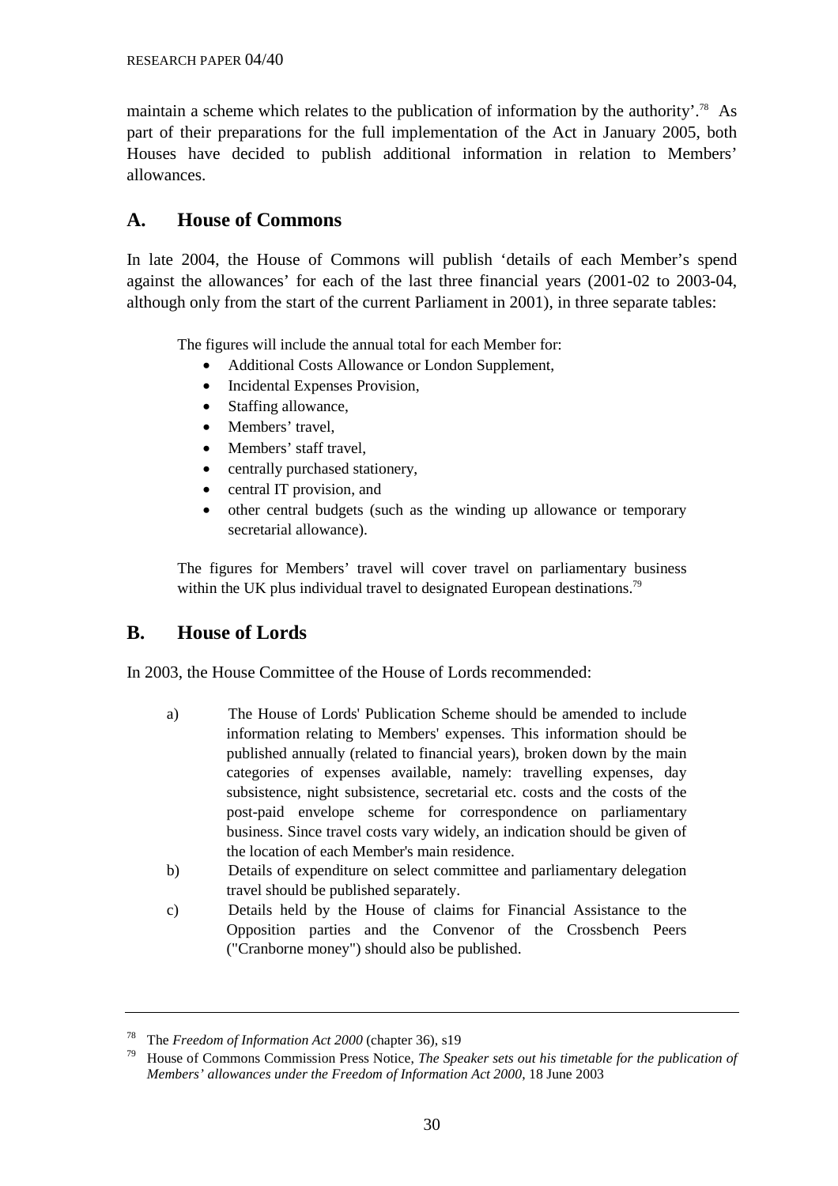maintain a scheme which relates to the publication of information by the authority'.[78] As part of their preparations for the full implementation of the Act in January 2005, both Houses have decided to publish additional information in relation to Members' allowances.

## A. House of Commons

In late 2004, the House of Commons will publish 'details of each Member's spend against the allowances' for each of the last three financial years (2001-02 to 2003-04, although only from the start of the current Parliament in 2001), in three separate tables:

> The figures will include the annual total for each Member for:
>
> - Additional Costs Allowance or London Supplement,
> - Incidental Expenses Provision,
> - Staffing allowance,
> - Members' travel,
> - Members' staff travel,
> - centrally purchased stationery,
> - central IT provision, and
> - other central budgets (such as the winding up allowance or temporary secretarial allowance).
>
> The figures for Members' travel will cover travel on parliamentary business within the UK plus individual travel to designated European destinations.[79]

## B. House of Lords

In 2003, the House Committee of the House of Lords recommended:

> a) The House of Lords' Publication Scheme should be amended to include information relating to Members' expenses. This information should be published annually (related to financial years), broken down by the main categories of expenses available, namely: travelling expenses, day subsistence, night subsistence, secretarial etc. costs and the costs of the post-paid envelope scheme for correspondence on parliamentary business. Since travel costs vary widely, an indication should be given of the location of each Member's main residence.
>
> b) Details of expenditure on select committee and parliamentary delegation travel should be published separately.
>
> c) Details held by the House of claims for Financial Assistance to the Opposition parties and the Convenor of the Crossbench Peers ("Cranborne money") should also be published.

---

[78] The *Freedom of Information Act 2000* (chapter 36), s19

[79] House of Commons Commission Press Notice, *The Speaker sets out his timetable for the publication of Members' allowances under the Freedom of Information Act 2000*, 18 June 2003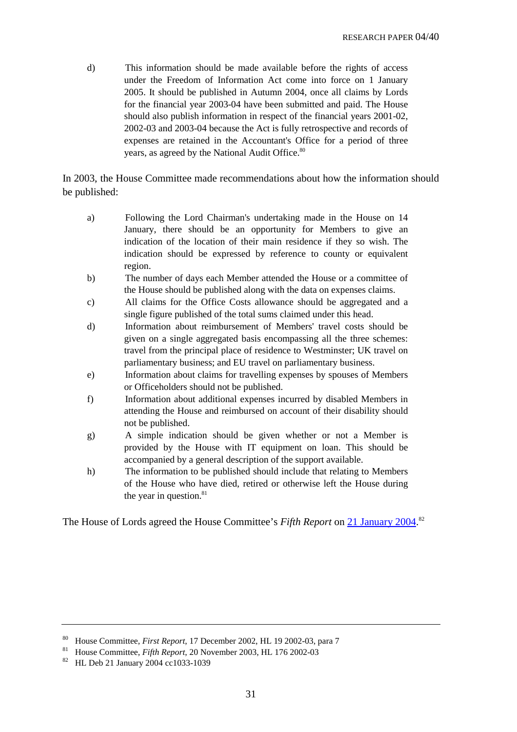d) This information should be made available before the rights of access under the Freedom of Information Act come into force on 1 January 2005. It should be published in Autumn 2004, once all claims by Lords for the financial year 2003-04 have been submitted and paid. The House should also publish information in respect of the financial years 2001-02, 2002-03 and 2003-04 because the Act is fully retrospective and records of expenses are retained in the Accountant's Office for a period of three years, as agreed by the National Audit Office.[80]

In 2003, the House Committee made recommendations about how the information should be published:

a) Following the Lord Chairman's undertaking made in the House on 14 January, there should be an opportunity for Members to give an indication of the location of their main residence if they so wish. The indication should be expressed by reference to county or equivalent region.

b) The number of days each Member attended the House or a committee of the House should be published along with the data on expenses claims.

c) All claims for the Office Costs allowance should be aggregated and a single figure published of the total sums claimed under this head.

d) Information about reimbursement of Members' travel costs should be given on a single aggregated basis encompassing all the three schemes: travel from the principal place of residence to Westminster; UK travel on parliamentary business; and EU travel on parliamentary business.

e) Information about claims for travelling expenses by spouses of Members or Officeholders should not be published.

f) Information about additional expenses incurred by disabled Members in attending the House and reimbursed on account of their disability should not be published.

g) A simple indication should be given whether or not a Member is provided by the House with IT equipment on loan. This should be accompanied by a general description of the support available.

h) The information to be published should include that relating to Members of the House who have died, retired or otherwise left the House during the year in question.[81]

The House of Lords agreed the House Committee's *Fifth Report* on 21 January 2004.[82]

---

[80] House Committee, *First Report*, 17 December 2002, HL 19 2002-03, para 7

[81] House Committee, *Fifth Report*, 20 November 2003, HL 176 2002-03

[82] HL Deb 21 January 2004 cc1033-1039